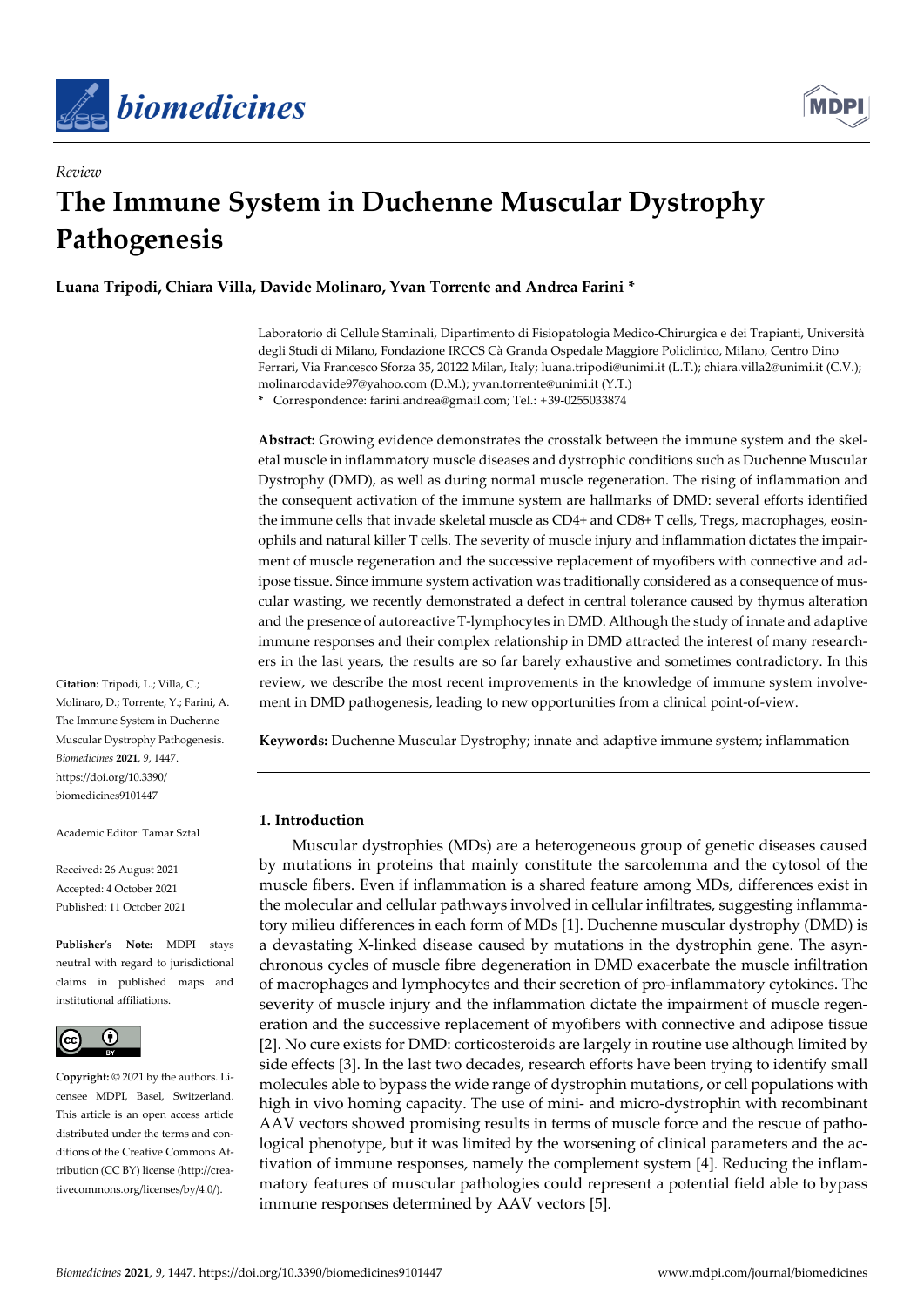*Review*

# The Immune System in Duchenne Muscular Dystrophy Pathogenesis

**Luana Tripodi, Chiara Villa, Davide Molinaro, Yvan Torrente and Andrea Farini ***

Laboratorio di Cellule Staminali, Dipartimento di Fisiopatologia Medico-Chirurgica e dei Trapianti, Università degli Studi di Milano, Fondazione IRCCS Cà Granda Ospedale Maggiore Policlinico, Milano, Centro Dino Ferrari, Via Francesco Sforza 35, 20122 Milan, Italy; luana.tripodi@unimi.it (L.T.); chiara.villa2@unimi.it (C.V.); molinarodavide97@yahoo.com (D.M.); yvan.torrente@unimi.it (Y.T.)

* Correspondence: farini.andrea@gmail.com; Tel.: +39-0255033874

**Abstract:** Growing evidence demonstrates the crosstalk between the immune system and the skeletal muscle in inflammatory muscle diseases and dystrophic conditions such as Duchenne Muscular Dystrophy (DMD), as well as during normal muscle regeneration. The rising of inflammation and the consequent activation of the immune system are hallmarks of DMD: several efforts identified the immune cells that invade skeletal muscle as CD4+ and CD8+ T cells, Tregs, macrophages, eosinophils and natural killer T cells. The severity of muscle injury and inflammation dictates the impairment of muscle regeneration and the successive replacement of myofibers with connective and adipose tissue. Since immune system activation was traditionally considered as a consequence of muscular wasting, we recently demonstrated a defect in central tolerance caused by thymus alteration and the presence of autoreactive T-lymphocytes in DMD. Although the study of innate and adaptive immune responses and their complex relationship in DMD attracted the interest of many researchers in the last years, the results are so far barely exhaustive and sometimes contradictory. In this review, we describe the most recent improvements in the knowledge of immune system involvement in DMD pathogenesis, leading to new opportunities from a clinical point-of-view.

**Keywords:** Duchenne Muscular Dystrophy; innate and adaptive immune system; inflammation

**Citation:** Tripodi, L.; Villa, C.; Molinaro, D.; Torrente, Y.; Farini, A. The Immune System in Duchenne Muscular Dystrophy Pathogenesis. *Biomedicines* **2021**, *9*, 1447. https://doi.org/10.3390/biomedicines9101447

Academic Editor: Tamar Sztal

Received: 26 August 2021
Accepted: 4 October 2021
Published: 11 October 2021

**Publisher's Note:** MDPI stays neutral with regard to jurisdictional claims in published maps and institutional affiliations.

**Copyright:** © 2021 by the authors. Licensee MDPI, Basel, Switzerland. This article is an open access article distributed under the terms and conditions of the Creative Commons Attribution (CC BY) license (http://creativecommons.org/licenses/by/4.0/).

## 1. Introduction

Muscular dystrophies (MDs) are a heterogeneous group of genetic diseases caused by mutations in proteins that mainly constitute the sarcolemma and the cytosol of the muscle fibers. Even if inflammation is a shared feature among MDs, differences exist in the molecular and cellular pathways involved in cellular infiltrates, suggesting inflammatory milieu differences in each form of MDs [1]. Duchenne muscular dystrophy (DMD) is a devastating X-linked disease caused by mutations in the dystrophin gene. The asynchronous cycles of muscle fibre degeneration in DMD exacerbate the muscle infiltration of macrophages and lymphocytes and their secretion of pro-inflammatory cytokines. The severity of muscle injury and the inflammation dictate the impairment of muscle regeneration and the successive replacement of myofibers with connective and adipose tissue [2]. No cure exists for DMD: corticosteroids are largely in routine use although limited by side effects [3]. In the last two decades, research efforts have been trying to identify small molecules able to bypass the wide range of dystrophin mutations, or cell populations with high in vivo homing capacity. The use of mini- and micro-dystrophin with recombinant AAV vectors showed promising results in terms of muscle force and the rescue of pathological phenotype, but it was limited by the worsening of clinical parameters and the activation of immune responses, namely the complement system [4]. Reducing the inflammatory features of muscular pathologies could represent a potential field able to bypass immune responses determined by AAV vectors [5].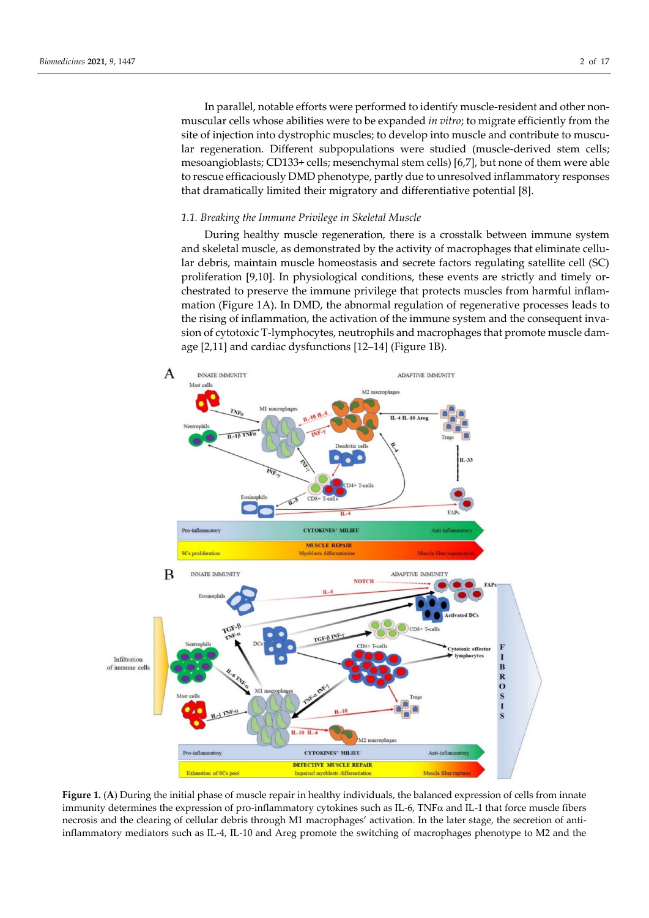In parallel, notable efforts were performed to identify muscle-resident and other non-muscular cells whose abilities were to be expanded *in vitro*; to migrate efficiently from the site of injection into dystrophic muscles; to develop into muscle and contribute to muscular regeneration. Different subpopulations were studied (muscle-derived stem cells; mesoangioblasts; CD133+ cells; mesenchymal stem cells) [6,7], but none of them were able to rescue efficaciously DMD phenotype, partly due to unresolved inflammatory responses that dramatically limited their migratory and differentiative potential [8].

### 1.1. Breaking the Immune Privilege in Skeletal Muscle

During healthy muscle regeneration, there is a crosstalk between immune system and skeletal muscle, as demonstrated by the activity of macrophages that eliminate cellular debris, maintain muscle homeostasis and secrete factors regulating satellite cell (SC) proliferation [9,10]. In physiological conditions, these events are strictly and timely orchestrated to preserve the immune privilege that protects muscles from harmful inflammation (Figure 1A). In DMD, the abnormal regulation of regenerative processes leads to the rising of inflammation, the activation of the immune system and the consequent invasion of cytotoxic T-lymphocytes, neutrophils and macrophages that promote muscle damage [2,11] and cardiac dysfunctions [12–14] (Figure 1B).

**Figure 1.** (**A**) During the initial phase of muscle repair in healthy individuals, the balanced expression of cells from innate immunity determines the expression of pro-inflammatory cytokines such as IL-6, TNFα and IL-1 that force muscle fibers necrosis and the clearing of cellular debris through M1 macrophages' activation. In the later stage, the secretion of anti-inflammatory mediators such as IL-4, IL-10 and Areg promote the switching of macrophages phenotype to M2 and the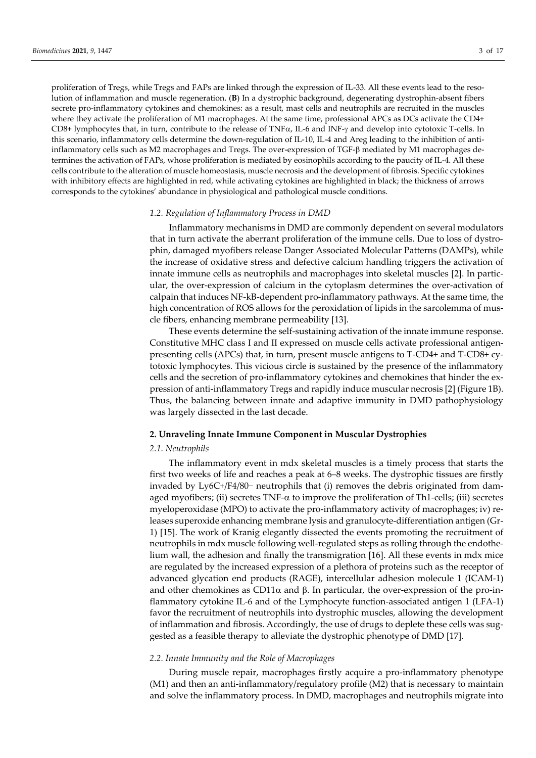proliferation of Tregs, while Tregs and FAPs are linked through the expression of IL-33. All these events lead to the resolution of inflammation and muscle regeneration. (**B**) In a dystrophic background, degenerating dystrophin-absent fibers secrete pro-inflammatory cytokines and chemokines: as a result, mast cells and neutrophils are recruited in the muscles where they activate the proliferation of M1 macrophages. At the same time, professional APCs as DCs activate the CD4+ CD8+ lymphocytes that, in turn, contribute to the release of TNFα, IL-6 and INF-γ and develop into cytotoxic T-cells. In this scenario, inflammatory cells determine the down-regulation of IL-10, IL-4 and Areg leading to the inhibition of anti-inflammatory cells such as M2 macrophages and Tregs. The over-expression of TGF-β mediated by M1 macrophages determines the activation of FAPs, whose proliferation is mediated by eosinophils according to the paucity of IL-4. All these cells contribute to the alteration of muscle homeostasis, muscle necrosis and the development of fibrosis. Specific cytokines with inhibitory effects are highlighted in red, while activating cytokines are highlighted in black; the thickness of arrows corresponds to the cytokines' abundance in physiological and pathological muscle conditions.

### *1.2. Regulation of Inflammatory Process in DMD*

Inflammatory mechanisms in DMD are commonly dependent on several modulators that in turn activate the aberrant proliferation of the immune cells. Due to loss of dystrophin, damaged myofibers release Danger Associated Molecular Patterns (DAMPs), while the increase of oxidative stress and defective calcium handling triggers the activation of innate immune cells as neutrophils and macrophages into skeletal muscles [2]. In particular, the over-expression of calcium in the cytoplasm determines the over-activation of calpain that induces NF-kB-dependent pro-inflammatory pathways. At the same time, the high concentration of ROS allows for the peroxidation of lipids in the sarcolemma of muscle fibers, enhancing membrane permeability [13].

These events determine the self-sustaining activation of the innate immune response. Constitutive MHC class I and II expressed on muscle cells activate professional antigen-presenting cells (APCs) that, in turn, present muscle antigens to T-CD4+ and T-CD8+ cytotoxic lymphocytes. This vicious circle is sustained by the presence of the inflammatory cells and the secretion of pro-inflammatory cytokines and chemokines that hinder the expression of anti-inflammatory Tregs and rapidly induce muscular necrosis [2] (Figure 1B). Thus, the balancing between innate and adaptive immunity in DMD pathophysiology was largely dissected in the last decade.

## **2. Unraveling Innate Immune Component in Muscular Dystrophies**

### *2.1. Neutrophils*

The inflammatory event in mdx skeletal muscles is a timely process that starts the first two weeks of life and reaches a peak at 6–8 weeks. The dystrophic tissues are firstly invaded by Ly6C+/F4/80− neutrophils that (i) removes the debris originated from damaged myofibers; (ii) secretes TNF-α to improve the proliferation of Th1-cells; (iii) secretes myeloperoxidase (MPO) to activate the pro-inflammatory activity of macrophages; iv) releases superoxide enhancing membrane lysis and granulocyte-differentiation antigen (Gr-1) [15]. The work of Kranig elegantly dissected the events promoting the recruitment of neutrophils in mdx muscle following well-regulated steps as rolling through the endothelium wall, the adhesion and finally the transmigration [16]. All these events in mdx mice are regulated by the increased expression of a plethora of proteins such as the receptor of advanced glycation end products (RAGE), intercellular adhesion molecule 1 (ICAM-1) and other chemokines as CD11α and β. In particular, the over-expression of the pro-inflammatory cytokine IL-6 and of the Lymphocyte function-associated antigen 1 (LFA-1) favor the recruitment of neutrophils into dystrophic muscles, allowing the development of inflammation and fibrosis. Accordingly, the use of drugs to deplete these cells was suggested as a feasible therapy to alleviate the dystrophic phenotype of DMD [17].

### *2.2. Innate Immunity and the Role of Macrophages*

During muscle repair, macrophages firstly acquire a pro-inflammatory phenotype (M1) and then an anti-inflammatory/regulatory profile (M2) that is necessary to maintain and solve the inflammatory process. In DMD, macrophages and neutrophils migrate into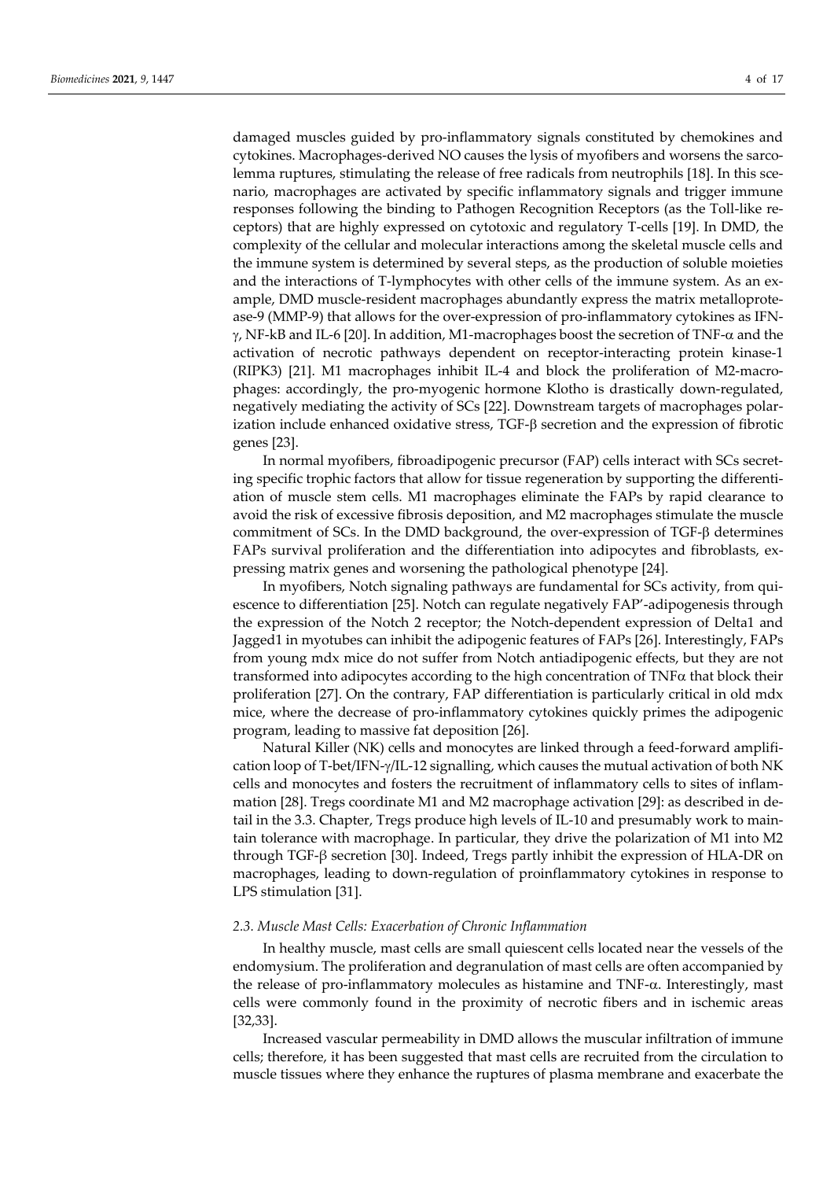damaged muscles guided by pro-inflammatory signals constituted by chemokines and cytokines. Macrophages-derived NO causes the lysis of myofibers and worsens the sarcolemma ruptures, stimulating the release of free radicals from neutrophils [18]. In this scenario, macrophages are activated by specific inflammatory signals and trigger immune responses following the binding to Pathogen Recognition Receptors (as the Toll-like receptors) that are highly expressed on cytotoxic and regulatory T-cells [19]. In DMD, the complexity of the cellular and molecular interactions among the skeletal muscle cells and the immune system is determined by several steps, as the production of soluble moieties and the interactions of T-lymphocytes with other cells of the immune system. As an example, DMD muscle-resident macrophages abundantly express the matrix metalloprotease-9 (MMP-9) that allows for the over-expression of pro-inflammatory cytokines as IFN-γ, NF-kB and IL-6 [20]. In addition, M1-macrophages boost the secretion of TNF-α and the activation of necrotic pathways dependent on receptor-interacting protein kinase-1 (RIPK3) [21]. M1 macrophages inhibit IL-4 and block the proliferation of M2-macrophages: accordingly, the pro-myogenic hormone Klotho is drastically down-regulated, negatively mediating the activity of SCs [22]. Downstream targets of macrophages polarization include enhanced oxidative stress, TGF-β secretion and the expression of fibrotic genes [23].

In normal myofibers, fibroadipogenic precursor (FAP) cells interact with SCs secreting specific trophic factors that allow for tissue regeneration by supporting the differentiation of muscle stem cells. M1 macrophages eliminate the FAPs by rapid clearance to avoid the risk of excessive fibrosis deposition, and M2 macrophages stimulate the muscle commitment of SCs. In the DMD background, the over-expression of TGF-β determines FAPs survival proliferation and the differentiation into adipocytes and fibroblasts, expressing matrix genes and worsening the pathological phenotype [24].

In myofibers, Notch signaling pathways are fundamental for SCs activity, from quiescence to differentiation [25]. Notch can regulate negatively FAP'-adipogenesis through the expression of the Notch 2 receptor; the Notch-dependent expression of Delta1 and Jagged1 in myotubes can inhibit the adipogenic features of FAPs [26]. Interestingly, FAPs from young mdx mice do not suffer from Notch antiadipogenic effects, but they are not transformed into adipocytes according to the high concentration of TNFα that block their proliferation [27]. On the contrary, FAP differentiation is particularly critical in old mdx mice, where the decrease of pro-inflammatory cytokines quickly primes the adipogenic program, leading to massive fat deposition [26].

Natural Killer (NK) cells and monocytes are linked through a feed-forward amplification loop of T-bet/IFN-γ/IL-12 signalling, which causes the mutual activation of both NK cells and monocytes and fosters the recruitment of inflammatory cells to sites of inflammation [28]. Tregs coordinate M1 and M2 macrophage activation [29]: as described in detail in the 3.3. Chapter, Tregs produce high levels of IL-10 and presumably work to maintain tolerance with macrophage. In particular, they drive the polarization of M1 into M2 through TGF-β secretion [30]. Indeed, Tregs partly inhibit the expression of HLA-DR on macrophages, leading to down-regulation of proinflammatory cytokines in response to LPS stimulation [31].

### *2.3. Muscle Mast Cells: Exacerbation of Chronic Inflammation*

In healthy muscle, mast cells are small quiescent cells located near the vessels of the endomysium. The proliferation and degranulation of mast cells are often accompanied by the release of pro-inflammatory molecules as histamine and TNF-α. Interestingly, mast cells were commonly found in the proximity of necrotic fibers and in ischemic areas [32,33].

Increased vascular permeability in DMD allows the muscular infiltration of immune cells; therefore, it has been suggested that mast cells are recruited from the circulation to muscle tissues where they enhance the ruptures of plasma membrane and exacerbate the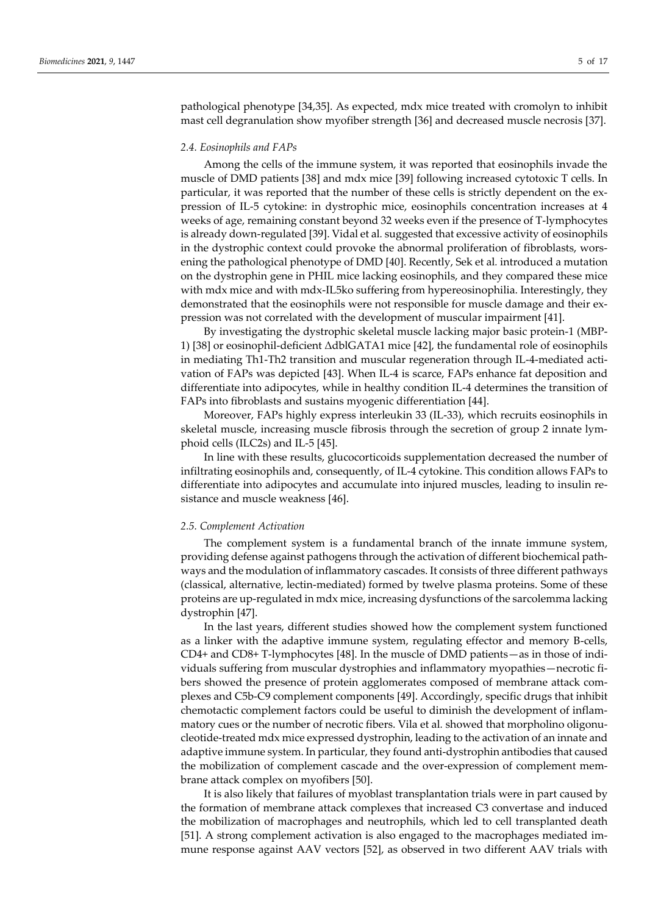pathological phenotype [34,35]. As expected, mdx mice treated with cromolyn to inhibit mast cell degranulation show myofiber strength [36] and decreased muscle necrosis [37].

### *2.4. Eosinophils and FAPs*

Among the cells of the immune system, it was reported that eosinophils invade the muscle of DMD patients [38] and mdx mice [39] following increased cytotoxic T cells. In particular, it was reported that the number of these cells is strictly dependent on the expression of IL-5 cytokine: in dystrophic mice, eosinophils concentration increases at 4 weeks of age, remaining constant beyond 32 weeks even if the presence of T-lymphocytes is already down-regulated [39]. Vidal et al. suggested that excessive activity of eosinophils in the dystrophic context could provoke the abnormal proliferation of fibroblasts, worsening the pathological phenotype of DMD [40]. Recently, Sek et al. introduced a mutation on the dystrophin gene in PHIL mice lacking eosinophils, and they compared these mice with mdx mice and with mdx-IL5ko suffering from hypereosinophilia. Interestingly, they demonstrated that the eosinophils were not responsible for muscle damage and their expression was not correlated with the development of muscular impairment [41].

By investigating the dystrophic skeletal muscle lacking major basic protein-1 (MBP-1) [38] or eosinophil-deficient ΔdblGATA1 mice [42], the fundamental role of eosinophils in mediating Th1-Th2 transition and muscular regeneration through IL-4-mediated activation of FAPs was depicted [43]. When IL-4 is scarce, FAPs enhance fat deposition and differentiate into adipocytes, while in healthy condition IL-4 determines the transition of FAPs into fibroblasts and sustains myogenic differentiation [44].

Moreover, FAPs highly express interleukin 33 (IL-33), which recruits eosinophils in skeletal muscle, increasing muscle fibrosis through the secretion of group 2 innate lymphoid cells (ILC2s) and IL-5 [45].

In line with these results, glucocorticoids supplementation decreased the number of infiltrating eosinophils and, consequently, of IL-4 cytokine. This condition allows FAPs to differentiate into adipocytes and accumulate into injured muscles, leading to insulin resistance and muscle weakness [46].

### *2.5. Complement Activation*

The complement system is a fundamental branch of the innate immune system, providing defense against pathogens through the activation of different biochemical pathways and the modulation of inflammatory cascades. It consists of three different pathways (classical, alternative, lectin-mediated) formed by twelve plasma proteins. Some of these proteins are up-regulated in mdx mice, increasing dysfunctions of the sarcolemma lacking dystrophin [47].

In the last years, different studies showed how the complement system functioned as a linker with the adaptive immune system, regulating effector and memory B-cells, CD4+ and CD8+ T-lymphocytes [48]. In the muscle of DMD patients—as in those of individuals suffering from muscular dystrophies and inflammatory myopathies—necrotic fibers showed the presence of protein agglomerates composed of membrane attack complexes and C5b-C9 complement components [49]. Accordingly, specific drugs that inhibit chemotactic complement factors could be useful to diminish the development of inflammatory cues or the number of necrotic fibers. Vila et al. showed that morpholino oligonucleotide-treated mdx mice expressed dystrophin, leading to the activation of an innate and adaptive immune system. In particular, they found anti-dystrophin antibodies that caused the mobilization of complement cascade and the over-expression of complement membrane attack complex on myofibers [50].

It is also likely that failures of myoblast transplantation trials were in part caused by the formation of membrane attack complexes that increased C3 convertase and induced the mobilization of macrophages and neutrophils, which led to cell transplanted death [51]. A strong complement activation is also engaged to the macrophages mediated immune response against AAV vectors [52], as observed in two different AAV trials with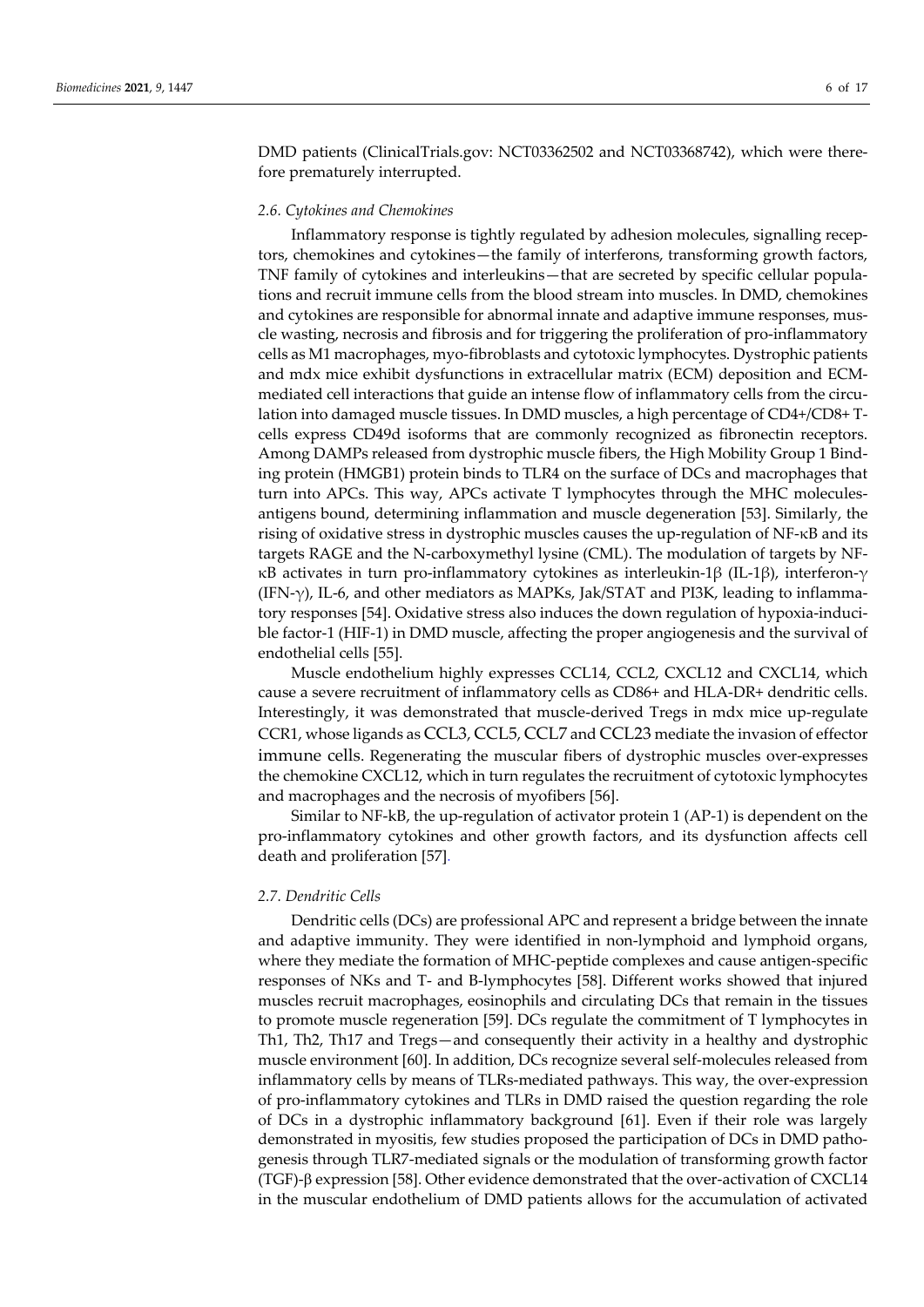DMD patients (ClinicalTrials.gov: NCT03362502 and NCT03368742), which were therefore prematurely interrupted.

### 2.6. Cytokines and Chemokines

Inflammatory response is tightly regulated by adhesion molecules, signalling receptors, chemokines and cytokines—the family of interferons, transforming growth factors, TNF family of cytokines and interleukins—that are secreted by specific cellular populations and recruit immune cells from the blood stream into muscles. In DMD, chemokines and cytokines are responsible for abnormal innate and adaptive immune responses, muscle wasting, necrosis and fibrosis and for triggering the proliferation of pro-inflammatory cells as M1 macrophages, myo-fibroblasts and cytotoxic lymphocytes. Dystrophic patients and mdx mice exhibit dysfunctions in extracellular matrix (ECM) deposition and ECM-mediated cell interactions that guide an intense flow of inflammatory cells from the circulation into damaged muscle tissues. In DMD muscles, a high percentage of CD4+/CD8+ T-cells express CD49d isoforms that are commonly recognized as fibronectin receptors. Among DAMPs released from dystrophic muscle fibers, the High Mobility Group 1 Binding protein (HMGB1) protein binds to TLR4 on the surface of DCs and macrophages that turn into APCs. This way, APCs activate T lymphocytes through the MHC molecules-antigens bound, determining inflammation and muscle degeneration [53]. Similarly, the rising of oxidative stress in dystrophic muscles causes the up-regulation of NF-κB and its targets RAGE and the N-carboxymethyl lysine (CML). The modulation of targets by NF-κB activates in turn pro-inflammatory cytokines as interleukin-1β (IL-1β), interferon-γ (IFN-γ), IL-6, and other mediators as MAPKs, Jak/STAT and PI3K, leading to inflammatory responses [54]. Oxidative stress also induces the down regulation of hypoxia-inducible factor-1 (HIF-1) in DMD muscle, affecting the proper angiogenesis and the survival of endothelial cells [55].

Muscle endothelium highly expresses CCL14, CCL2, CXCL12 and CXCL14, which cause a severe recruitment of inflammatory cells as CD86+ and HLA-DR+ dendritic cells. Interestingly, it was demonstrated that muscle-derived Tregs in mdx mice up-regulate CCR1, whose ligands as CCL3, CCL5, CCL7 and CCL23 mediate the invasion of effector immune cells. Regenerating the muscular fibers of dystrophic muscles over-expresses the chemokine CXCL12, which in turn regulates the recruitment of cytotoxic lymphocytes and macrophages and the necrosis of myofibers [56].

Similar to NF-kB, the up-regulation of activator protein 1 (AP-1) is dependent on the pro-inflammatory cytokines and other growth factors, and its dysfunction affects cell death and proliferation [57].

### 2.7. Dendritic Cells

Dendritic cells (DCs) are professional APC and represent a bridge between the innate and adaptive immunity. They were identified in non-lymphoid and lymphoid organs, where they mediate the formation of MHC-peptide complexes and cause antigen-specific responses of NKs and T- and B-lymphocytes [58]. Different works showed that injured muscles recruit macrophages, eosinophils and circulating DCs that remain in the tissues to promote muscle regeneration [59]. DCs regulate the commitment of T lymphocytes in Th1, Th2, Th17 and Tregs—and consequently their activity in a healthy and dystrophic muscle environment [60]. In addition, DCs recognize several self-molecules released from inflammatory cells by means of TLRs-mediated pathways. This way, the over-expression of pro-inflammatory cytokines and TLRs in DMD raised the question regarding the role of DCs in a dystrophic inflammatory background [61]. Even if their role was largely demonstrated in myositis, few studies proposed the participation of DCs in DMD pathogenesis through TLR7-mediated signals or the modulation of transforming growth factor (TGF)-β expression [58]. Other evidence demonstrated that the over-activation of CXCL14 in the muscular endothelium of DMD patients allows for the accumulation of activated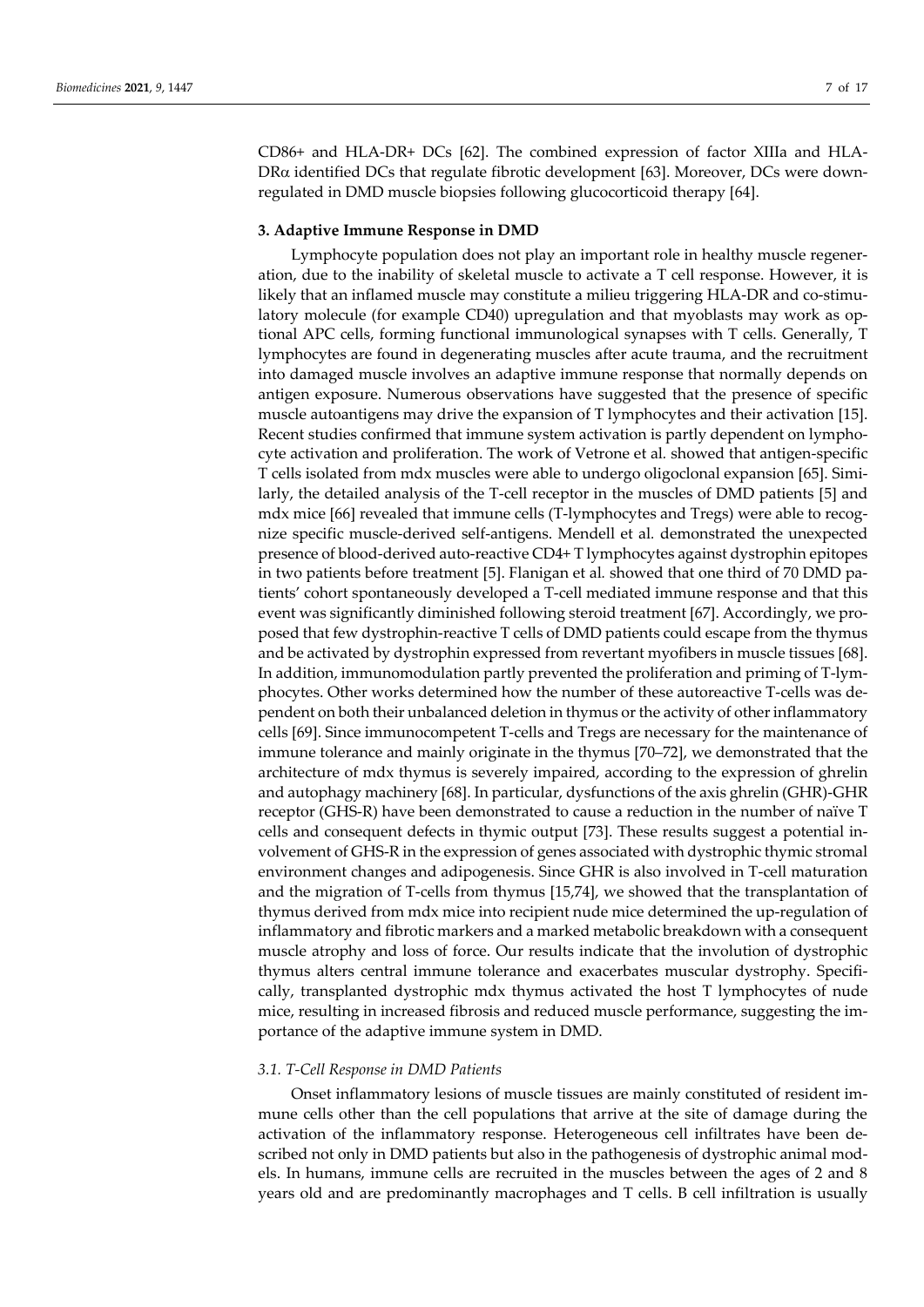CD86+ and HLA-DR+ DCs [62]. The combined expression of factor XIIIa and HLA-DRα identified DCs that regulate fibrotic development [63]. Moreover, DCs were downregulated in DMD muscle biopsies following glucocorticoid therapy [64].

## 3. Adaptive Immune Response in DMD

Lymphocyte population does not play an important role in healthy muscle regeneration, due to the inability of skeletal muscle to activate a T cell response. However, it is likely that an inflamed muscle may constitute a milieu triggering HLA-DR and co-stimulatory molecule (for example CD40) upregulation and that myoblasts may work as optional APC cells, forming functional immunological synapses with T cells. Generally, T lymphocytes are found in degenerating muscles after acute trauma, and the recruitment into damaged muscle involves an adaptive immune response that normally depends on antigen exposure. Numerous observations have suggested that the presence of specific muscle autoantigens may drive the expansion of T lymphocytes and their activation [15]. Recent studies confirmed that immune system activation is partly dependent on lymphocyte activation and proliferation. The work of Vetrone et al. showed that antigen-specific T cells isolated from mdx muscles were able to undergo oligoclonal expansion [65]. Similarly, the detailed analysis of the T-cell receptor in the muscles of DMD patients [5] and mdx mice [66] revealed that immune cells (T-lymphocytes and Tregs) were able to recognize specific muscle-derived self-antigens. Mendell et al. demonstrated the unexpected presence of blood-derived auto-reactive CD4+ T lymphocytes against dystrophin epitopes in two patients before treatment [5]. Flanigan et al. showed that one third of 70 DMD patients' cohort spontaneously developed a T-cell mediated immune response and that this event was significantly diminished following steroid treatment [67]. Accordingly, we proposed that few dystrophin-reactive T cells of DMD patients could escape from the thymus and be activated by dystrophin expressed from revertant myofibers in muscle tissues [68]. In addition, immunomodulation partly prevented the proliferation and priming of T-lymphocytes. Other works determined how the number of these autoreactive T-cells was dependent on both their unbalanced deletion in thymus or the activity of other inflammatory cells [69]. Since immunocompetent T-cells and Tregs are necessary for the maintenance of immune tolerance and mainly originate in the thymus [70–72], we demonstrated that the architecture of mdx thymus is severely impaired, according to the expression of ghrelin and autophagy machinery [68]. In particular, dysfunctions of the axis ghrelin (GHR)-GHR receptor (GHS-R) have been demonstrated to cause a reduction in the number of naïve T cells and consequent defects in thymic output [73]. These results suggest a potential involvement of GHS-R in the expression of genes associated with dystrophic thymic stromal environment changes and adipogenesis. Since GHR is also involved in T-cell maturation and the migration of T-cells from thymus [15,74], we showed that the transplantation of thymus derived from mdx mice into recipient nude mice determined the up-regulation of inflammatory and fibrotic markers and a marked metabolic breakdown with a consequent muscle atrophy and loss of force. Our results indicate that the involution of dystrophic thymus alters central immune tolerance and exacerbates muscular dystrophy. Specifically, transplanted dystrophic mdx thymus activated the host T lymphocytes of nude mice, resulting in increased fibrosis and reduced muscle performance, suggesting the importance of the adaptive immune system in DMD.

### *3.1. T-Cell Response in DMD Patients*

Onset inflammatory lesions of muscle tissues are mainly constituted of resident immune cells other than the cell populations that arrive at the site of damage during the activation of the inflammatory response. Heterogeneous cell infiltrates have been described not only in DMD patients but also in the pathogenesis of dystrophic animal models. In humans, immune cells are recruited in the muscles between the ages of 2 and 8 years old and are predominantly macrophages and T cells. B cell infiltration is usually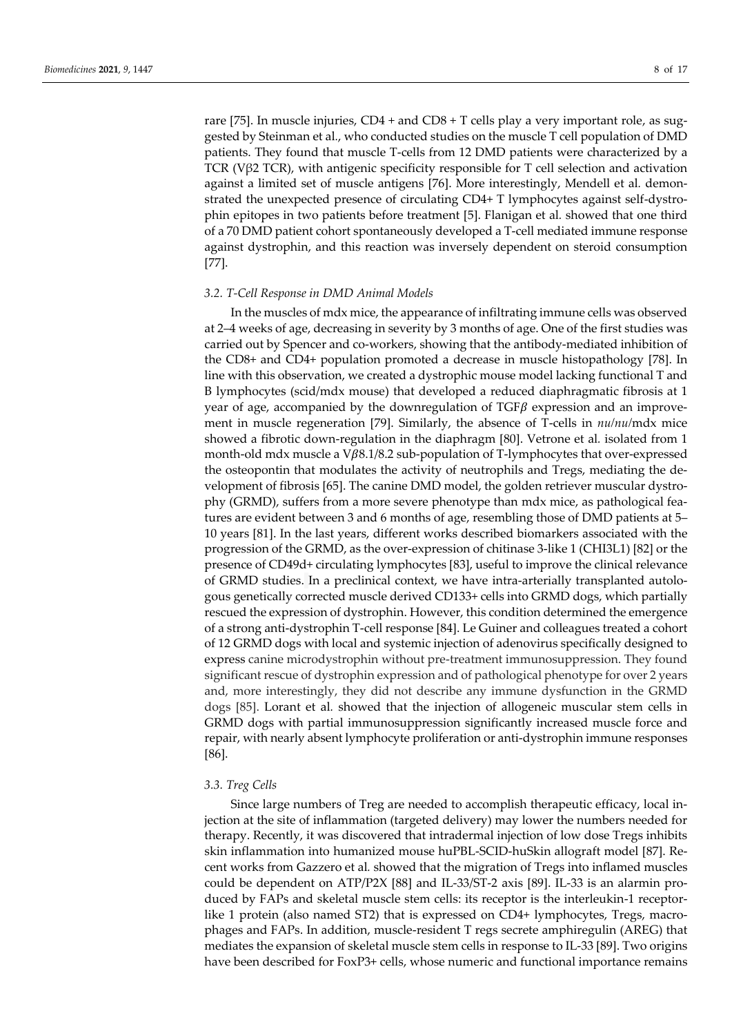rare [75]. In muscle injuries, CD4 + and CD8 + T cells play a very important role, as suggested by Steinman et al., who conducted studies on the muscle T cell population of DMD patients. They found that muscle T-cells from 12 DMD patients were characterized by a TCR (Vβ2 TCR), with antigenic specificity responsible for T cell selection and activation against a limited set of muscle antigens [76]. More interestingly, Mendell et al. demonstrated the unexpected presence of circulating CD4+ T lymphocytes against self-dystrophin epitopes in two patients before treatment [5]. Flanigan et al. showed that one third of a 70 DMD patient cohort spontaneously developed a T-cell mediated immune response against dystrophin, and this reaction was inversely dependent on steroid consumption [77].

### 3.2. T-Cell Response in DMD Animal Models

In the muscles of mdx mice, the appearance of infiltrating immune cells was observed at 2–4 weeks of age, decreasing in severity by 3 months of age. One of the first studies was carried out by Spencer and co-workers, showing that the antibody-mediated inhibition of the CD8+ and CD4+ population promoted a decrease in muscle histopathology [78]. In line with this observation, we created a dystrophic mouse model lacking functional T and B lymphocytes (scid/mdx mouse) that developed a reduced diaphragmatic fibrosis at 1 year of age, accompanied by the downregulation of TGF$\beta$ expression and an improvement in muscle regeneration [79]. Similarly, the absence of T-cells in *nu/nu*/mdx mice showed a fibrotic down-regulation in the diaphragm [80]. Vetrone et al. isolated from 1 month-old mdx muscle a V$\beta$8.1/8.2 sub-population of T-lymphocytes that over-expressed the osteopontin that modulates the activity of neutrophils and Tregs, mediating the development of fibrosis [65]. The canine DMD model, the golden retriever muscular dystrophy (GRMD), suffers from a more severe phenotype than mdx mice, as pathological features are evident between 3 and 6 months of age, resembling those of DMD patients at 5–10 years [81]. In the last years, different works described biomarkers associated with the progression of the GRMD, as the over-expression of chitinase 3-like 1 (CHI3L1) [82] or the presence of CD49d+ circulating lymphocytes [83], useful to improve the clinical relevance of GRMD studies. In a preclinical context, we have intra-arterially transplanted autologous genetically corrected muscle derived CD133+ cells into GRMD dogs, which partially rescued the expression of dystrophin. However, this condition determined the emergence of a strong anti-dystrophin T-cell response [84]. Le Guiner and colleagues treated a cohort of 12 GRMD dogs with local and systemic injection of adenovirus specifically designed to express canine microdystrophin without pre-treatment immunosuppression. They found significant rescue of dystrophin expression and of pathological phenotype for over 2 years and, more interestingly, they did not describe any immune dysfunction in the GRMD dogs [85]. Lorant et al. showed that the injection of allogeneic muscular stem cells in GRMD dogs with partial immunosuppression significantly increased muscle force and repair, with nearly absent lymphocyte proliferation or anti-dystrophin immune responses [86].

### 3.3. Treg Cells

Since large numbers of Treg are needed to accomplish therapeutic efficacy, local injection at the site of inflammation (targeted delivery) may lower the numbers needed for therapy. Recently, it was discovered that intradermal injection of low dose Tregs inhibits skin inflammation into humanized mouse huPBL-SCID-huSkin allograft model [87]. Recent works from Gazzero et al. showed that the migration of Tregs into inflamed muscles could be dependent on ATP/P2X [88] and IL-33/ST-2 axis [89]. IL-33 is an alarmin produced by FAPs and skeletal muscle stem cells: its receptor is the interleukin-1 receptor-like 1 protein (also named ST2) that is expressed on CD4+ lymphocytes, Tregs, macrophages and FAPs. In addition, muscle-resident T regs secrete amphiregulin (AREG) that mediates the expansion of skeletal muscle stem cells in response to IL-33 [89]. Two origins have been described for FoxP3+ cells, whose numeric and functional importance remains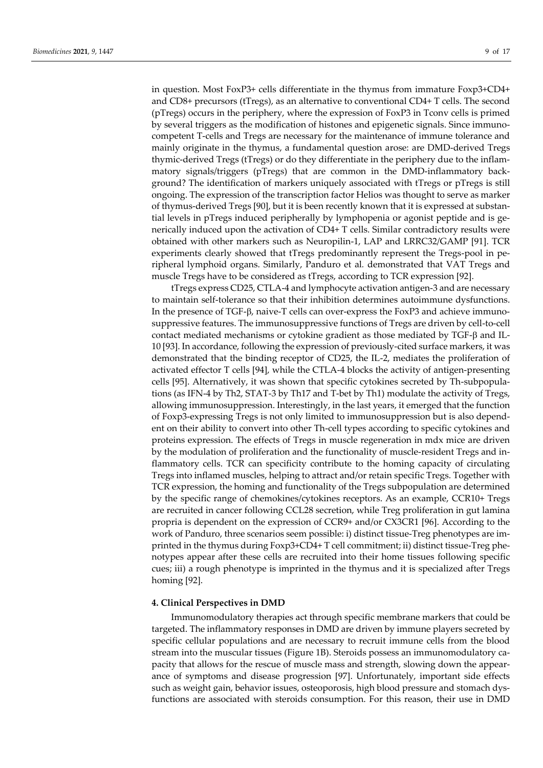in question. Most FoxP3+ cells differentiate in the thymus from immature Foxp3+CD4+ and CD8+ precursors (tTregs), as an alternative to conventional CD4+ T cells. The second (pTregs) occurs in the periphery, where the expression of FoxP3 in Tconv cells is primed by several triggers as the modification of histones and epigenetic signals. Since immunocompetent T-cells and Tregs are necessary for the maintenance of immune tolerance and mainly originate in the thymus, a fundamental question arose: are DMD-derived Tregs thymic-derived Tregs (tTregs) or do they differentiate in the periphery due to the inflammatory signals/triggers (pTregs) that are common in the DMD-inflammatory background? The identification of markers uniquely associated with tTregs or pTregs is still ongoing. The expression of the transcription factor Helios was thought to serve as marker of thymus-derived Tregs [90], but it is been recently known that it is expressed at substantial levels in pTregs induced peripherally by lymphopenia or agonist peptide and is generically induced upon the activation of CD4+ T cells. Similar contradictory results were obtained with other markers such as Neuropilin-1, LAP and LRRC32/GAMP [91]. TCR experiments clearly showed that tTregs predominantly represent the Tregs-pool in peripheral lymphoid organs. Similarly, Panduro et al. demonstrated that VAT Tregs and muscle Tregs have to be considered as tTregs, according to TCR expression [92].

tTregs express CD25, CTLA-4 and lymphocyte activation antigen-3 and are necessary to maintain self-tolerance so that their inhibition determines autoimmune dysfunctions. In the presence of TGF-β, naive-T cells can over-express the FoxP3 and achieve immunosuppressive features. The immunosuppressive functions of Tregs are driven by cell-to-cell contact mediated mechanisms or cytokine gradient as those mediated by TGF-β and IL-10 [93]. In accordance, following the expression of previously-cited surface markers, it was demonstrated that the binding receptor of CD25, the IL-2, mediates the proliferation of activated effector T cells [94], while the CTLA-4 blocks the activity of antigen-presenting cells [95]. Alternatively, it was shown that specific cytokines secreted by Th-subpopulations (as IFN-4 by Th2, STAT-3 by Th17 and T-bet by Th1) modulate the activity of Tregs, allowing immunosuppression. Interestingly, in the last years, it emerged that the function of Foxp3-expressing Tregs is not only limited to immunosuppression but is also dependent on their ability to convert into other Th-cell types according to specific cytokines and proteins expression. The effects of Tregs in muscle regeneration in mdx mice are driven by the modulation of proliferation and the functionality of muscle-resident Tregs and inflammatory cells. TCR can specificity contribute to the homing capacity of circulating Tregs into inflamed muscles, helping to attract and/or retain specific Tregs. Together with TCR expression, the homing and functionality of the Tregs subpopulation are determined by the specific range of chemokines/cytokines receptors. As an example, CCR10+ Tregs are recruited in cancer following CCL28 secretion, while Treg proliferation in gut lamina propria is dependent on the expression of CCR9+ and/or CX3CR1 [96]. According to the work of Panduro, three scenarios seem possible: i) distinct tissue-Treg phenotypes are imprinted in the thymus during Foxp3+CD4+ T cell commitment; ii) distinct tissue-Treg phenotypes appear after these cells are recruited into their home tissues following specific cues; iii) a rough phenotype is imprinted in the thymus and it is specialized after Tregs homing [92].

## 4. Clinical Perspectives in DMD

Immunomodulatory therapies act through specific membrane markers that could be targeted. The inflammatory responses in DMD are driven by immune players secreted by specific cellular populations and are necessary to recruit immune cells from the blood stream into the muscular tissues (Figure 1B). Steroids possess an immunomodulatory capacity that allows for the rescue of muscle mass and strength, slowing down the appearance of symptoms and disease progression [97]. Unfortunately, important side effects such as weight gain, behavior issues, osteoporosis, high blood pressure and stomach dysfunctions are associated with steroids consumption. For this reason, their use in DMD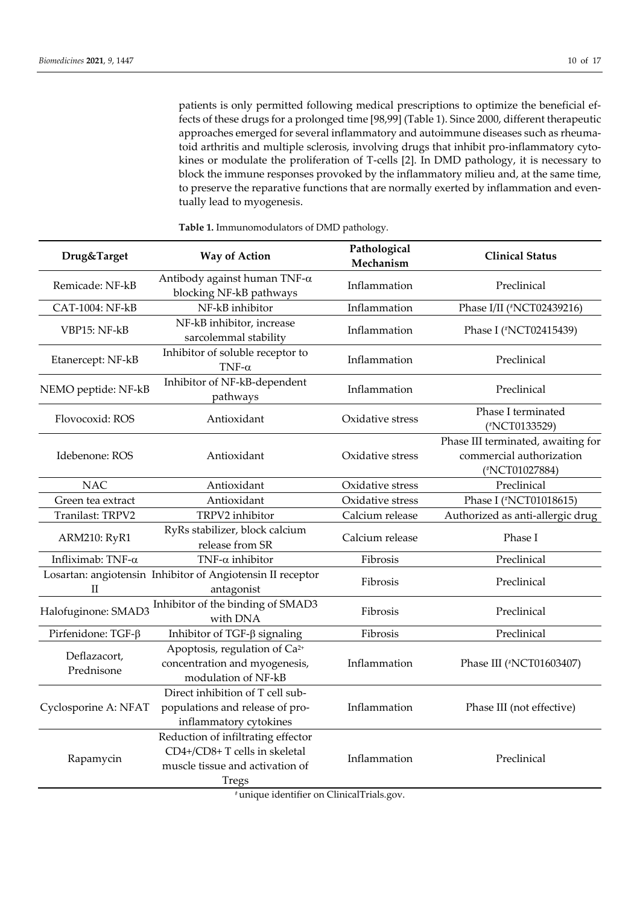patients is only permitted following medical prescriptions to optimize the beneficial effects of these drugs for a prolonged time [98,99] (Table 1). Since 2000, different therapeutic approaches emerged for several inflammatory and autoimmune diseases such as rheumatoid arthritis and multiple sclerosis, involving drugs that inhibit pro-inflammatory cytokines or modulate the proliferation of T-cells [2]. In DMD pathology, it is necessary to block the immune responses provoked by the inflammatory milieu and, at the same time, to preserve the reparative functions that are normally exerted by inflammation and eventually lead to myogenesis.

**Table 1.** Immunomodulators of DMD pathology.

| Drug&Target | Way of Action | Pathological Mechanism | Clinical Status |
|---|---|---|---|
| Remicade: NF-kB | Antibody against human TNF-α blocking NF-kB pathways | Inflammation | Preclinical |
| CAT-1004: NF-kB | NF-kB inhibitor | Inflammation | Phase I/II (#NCT02439216) |
| VBP15: NF-kB | NF-kB inhibitor, increase sarcolemmal stability | Inflammation | Phase I (#NCT02415439) |
| Etanercept: NF-kB | Inhibitor of soluble receptor to TNF-α | Inflammation | Preclinical |
| NEMO peptide: NF-kB | Inhibitor of NF-kB-dependent pathways | Inflammation | Preclinical |
| Flovocoxid: ROS | Antioxidant | Oxidative stress | Phase I terminated (#NCT0133529) |
| Idebenone: ROS | Antioxidant | Oxidative stress | Phase III terminated, awaiting for commercial authorization (#NCT01027884) |
| NAC | Antioxidant | Oxidative stress | Preclinical |
| Green tea extract | Antioxidant | Oxidative stress | Phase I (#NCT01018615) |
| Tranilast: TRPV2 | TRPV2 inhibitor | Calcium release | Authorized as anti-allergic drug |
| ARM210: RyR1 | RyRs stabilizer, block calcium release from SR | Calcium release | Phase I |
| Infliximab: TNF-α | TNF-α inhibitor | Fibrosis | Preclinical |
| Losartan: angiotensin II | Inhibitor of Angiotensin II receptor antagonist | Fibrosis | Preclinical |
| Halofuginone: SMAD3 | Inhibitor of the binding of SMAD3 with DNA | Fibrosis | Preclinical |
| Pirfenidone: TGF-β | Inhibitor of TGF-β signaling | Fibrosis | Preclinical |
| Deflazacort, Prednisone | Apoptosis, regulation of $Ca^{2+}$ concentration and myogenesis, modulation of NF-kB | Inflammation | Phase III (#NCT01603407) |
| Cyclosporine A: NFAT | Direct inhibition of T cell subpopulations and release of pro-inflammatory cytokines | Inflammation | Phase III (not effective) |
| Rapamycin | Reduction of infiltrating effector CD4+/CD8+ T cells in skeletal muscle tissue and activation of Tregs | Inflammation | Preclinical |

# unique identifier on ClinicalTrials.gov.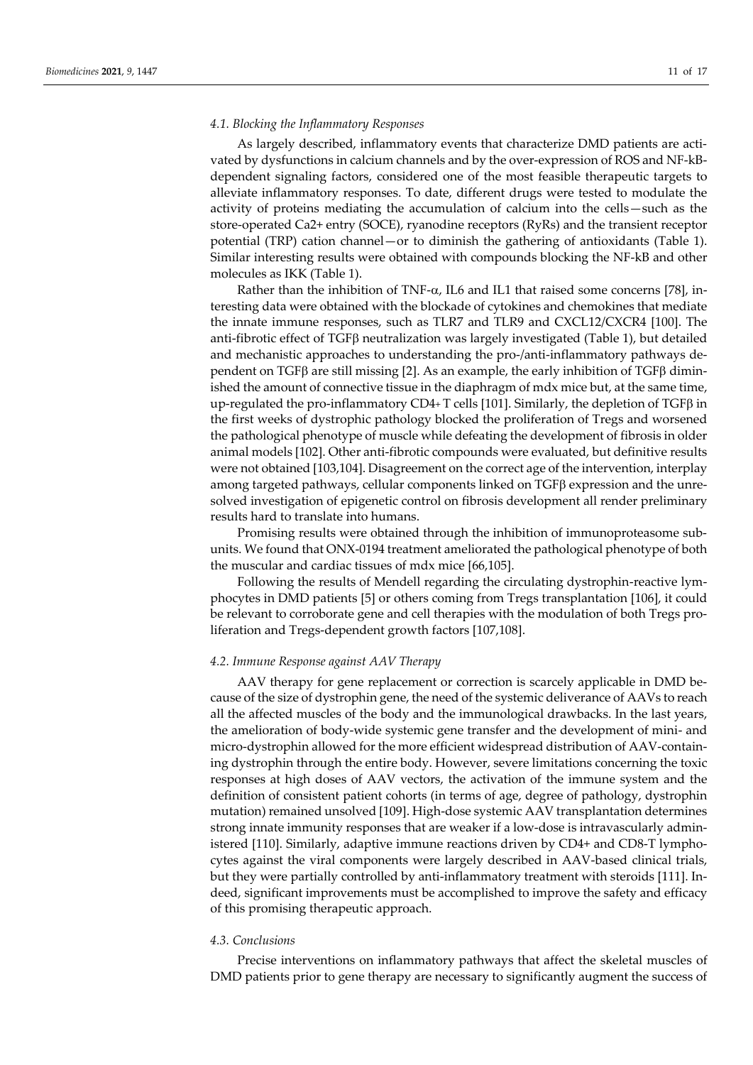### 4.1. Blocking the Inflammatory Responses

As largely described, inflammatory events that characterize DMD patients are activated by dysfunctions in calcium channels and by the over-expression of ROS and NF-kB-dependent signaling factors, considered one of the most feasible therapeutic targets to alleviate inflammatory responses. To date, different drugs were tested to modulate the activity of proteins mediating the accumulation of calcium into the cells—such as the store-operated $Ca^{2+}$ entry (SOCE), ryanodine receptors (RyRs) and the transient receptor potential (TRP) cation channel—or to diminish the gathering of antioxidants (Table 1). Similar interesting results were obtained with compounds blocking the NF-kB and other molecules as IKK (Table 1).

Rather than the inhibition of TNF-α, IL6 and IL1 that raised some concerns [78], interesting data were obtained with the blockade of cytokines and chemokines that mediate the innate immune responses, such as TLR7 and TLR9 and CXCL12/CXCR4 [100]. The anti-fibrotic effect of TGFβ neutralization was largely investigated (Table 1), but detailed and mechanistic approaches to understanding the pro-/anti-inflammatory pathways dependent on TGFβ are still missing [2]. As an example, the early inhibition of TGFβ diminished the amount of connective tissue in the diaphragm of mdx mice but, at the same time, up-regulated the pro-inflammatory $CD4^+$ T cells [101]. Similarly, the depletion of TGFβ in the first weeks of dystrophic pathology blocked the proliferation of Tregs and worsened the pathological phenotype of muscle while defeating the development of fibrosis in older animal models [102]. Other anti-fibrotic compounds were evaluated, but definitive results were not obtained [103,104]. Disagreement on the correct age of the intervention, interplay among targeted pathways, cellular components linked on TGFβ expression and the unresolved investigation of epigenetic control on fibrosis development all render preliminary results hard to translate into humans.

Promising results were obtained through the inhibition of immunoproteasome subunits. We found that ONX-0194 treatment ameliorated the pathological phenotype of both the muscular and cardiac tissues of mdx mice [66,105].

Following the results of Mendell regarding the circulating dystrophin-reactive lymphocytes in DMD patients [5] or others coming from Tregs transplantation [106], it could be relevant to corroborate gene and cell therapies with the modulation of both Tregs proliferation and Tregs-dependent growth factors [107,108].

### 4.2. Immune Response against AAV Therapy

AAV therapy for gene replacement or correction is scarcely applicable in DMD because of the size of dystrophin gene, the need of the systemic deliverance of AAVs to reach all the affected muscles of the body and the immunological drawbacks. In the last years, the amelioration of body-wide systemic gene transfer and the development of mini- and micro-dystrophin allowed for the more efficient widespread distribution of AAV-containing dystrophin through the entire body. However, severe limitations concerning the toxic responses at high doses of AAV vectors, the activation of the immune system and the definition of consistent patient cohorts (in terms of age, degree of pathology, dystrophin mutation) remained unsolved [109]. High-dose systemic AAV transplantation determines strong innate immunity responses that are weaker if a low-dose is intravascularly administered [110]. Similarly, adaptive immune reactions driven by CD4+ and CD8-T lymphocytes against the viral components were largely described in AAV-based clinical trials, but they were partially controlled by anti-inflammatory treatment with steroids [111]. Indeed, significant improvements must be accomplished to improve the safety and efficacy of this promising therapeutic approach.

### 4.3. Conclusions

Precise interventions on inflammatory pathways that affect the skeletal muscles of DMD patients prior to gene therapy are necessary to significantly augment the success of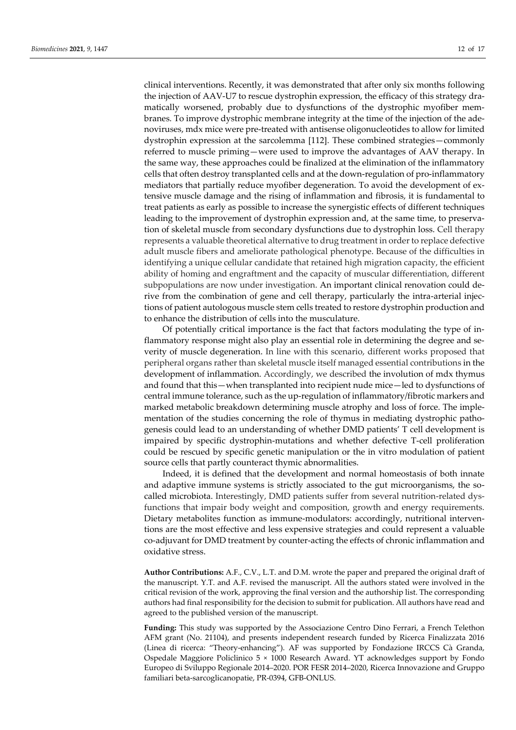clinical interventions. Recently, it was demonstrated that after only six months following the injection of AAV-U7 to rescue dystrophin expression, the efficacy of this strategy dramatically worsened, probably due to dysfunctions of the dystrophic myofiber membranes. To improve dystrophic membrane integrity at the time of the injection of the adenoviruses, mdx mice were pre-treated with antisense oligonucleotides to allow for limited dystrophin expression at the sarcolemma [112]. These combined strategies—commonly referred to muscle priming—were used to improve the advantages of AAV therapy. In the same way, these approaches could be finalized at the elimination of the inflammatory cells that often destroy transplanted cells and at the down-regulation of pro-inflammatory mediators that partially reduce myofiber degeneration. To avoid the development of extensive muscle damage and the rising of inflammation and fibrosis, it is fundamental to treat patients as early as possible to increase the synergistic effects of different techniques leading to the improvement of dystrophin expression and, at the same time, to preservation of skeletal muscle from secondary dysfunctions due to dystrophin loss. Cell therapy represents a valuable theoretical alternative to drug treatment in order to replace defective adult muscle fibers and ameliorate pathological phenotype. Because of the difficulties in identifying a unique cellular candidate that retained high migration capacity, the efficient ability of homing and engraftment and the capacity of muscular differentiation, different subpopulations are now under investigation. An important clinical renovation could derive from the combination of gene and cell therapy, particularly the intra-arterial injections of patient autologous muscle stem cells treated to restore dystrophin production and to enhance the distribution of cells into the musculature.

Of potentially critical importance is the fact that factors modulating the type of inflammatory response might also play an essential role in determining the degree and severity of muscle degeneration. In line with this scenario, different works proposed that peripheral organs rather than skeletal muscle itself managed essential contributions in the development of inflammation. Accordingly, we described the involution of mdx thymus and found that this—when transplanted into recipient nude mice—led to dysfunctions of central immune tolerance, such as the up-regulation of inflammatory/fibrotic markers and marked metabolic breakdown determining muscle atrophy and loss of force. The implementation of the studies concerning the role of thymus in mediating dystrophic pathogenesis could lead to an understanding of whether DMD patients' T cell development is impaired by specific dystrophin-mutations and whether defective T-cell proliferation could be rescued by specific genetic manipulation or the in vitro modulation of patient source cells that partly counteract thymic abnormalities.

Indeed, it is defined that the development and normal homeostasis of both innate and adaptive immune systems is strictly associated to the gut microorganisms, the so-called microbiota. Interestingly, DMD patients suffer from several nutrition-related dysfunctions that impair body weight and composition, growth and energy requirements. Dietary metabolites function as immune-modulators: accordingly, nutritional interventions are the most effective and less expensive strategies and could represent a valuable co-adjuvant for DMD treatment by counter-acting the effects of chronic inflammation and oxidative stress.

**Author Contributions:** A.F., C.V., L.T. and D.M. wrote the paper and prepared the original draft of the manuscript. Y.T. and A.F. revised the manuscript. All the authors stated were involved in the critical revision of the work, approving the final version and the authorship list. The corresponding authors had final responsibility for the decision to submit for publication. All authors have read and agreed to the published version of the manuscript.

**Funding:** This study was supported by the Associazione Centro Dino Ferrari, a French Telethon AFM grant (No. 21104), and presents independent research funded by Ricerca Finalizzata 2016 (Linea di ricerca: "Theory-enhancing"). AF was supported by Fondazione IRCCS Cà Granda, Ospedale Maggiore Policlinico 5 × 1000 Research Award. YT acknowledges support by Fondo Europeo di Sviluppo Regionale 2014–2020. POR FESR 2014–2020, Ricerca Innovazione and Gruppo familiari beta-sarcoglicanopatie, PR-0394, GFB-ONLUS.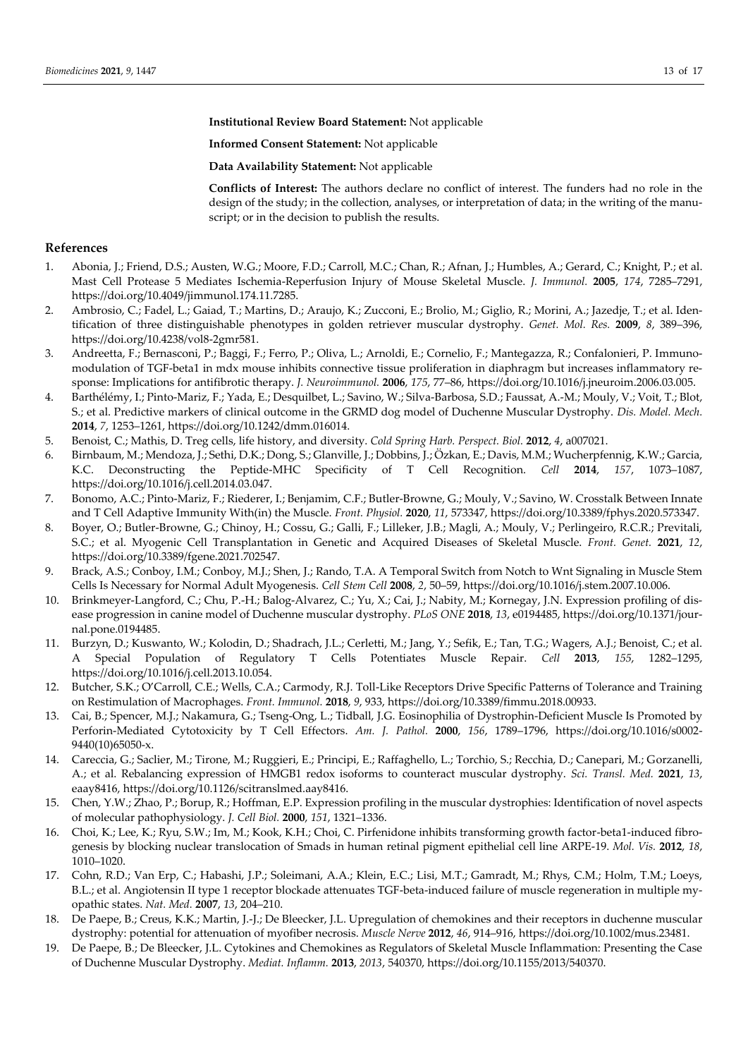**Institutional Review Board Statement:** Not applicable

**Informed Consent Statement:** Not applicable

**Data Availability Statement:** Not applicable

**Conflicts of Interest:** The authors declare no conflict of interest. The funders had no role in the design of the study; in the collection, analyses, or interpretation of data; in the writing of the manuscript; or in the decision to publish the results.

## References

1. Abonia, J.; Friend, D.S.; Austen, W.G.; Moore, F.D.; Carroll, M.C.; Chan, R.; Afnan, J.; Humbles, A.; Gerard, C.; Knight, P.; et al. Mast Cell Protease 5 Mediates Ischemia-Reperfusion Injury of Mouse Skeletal Muscle. *J. Immunol.* **2005**, *174*, 7285–7291, https://doi.org/10.4049/jimmunol.174.11.7285.
2. Ambrosio, C.; Fadel, L.; Gaiad, T.; Martins, D.; Araujo, K.; Zucconi, E.; Brolio, M.; Giglio, R.; Morini, A.; Jazedje, T.; et al. Identification of three distinguishable phenotypes in golden retriever muscular dystrophy. *Genet. Mol. Res.* **2009**, *8*, 389–396, https://doi.org/10.4238/vol8-2gmr581.
3. Andreetta, F.; Bernasconi, P.; Baggi, F.; Ferro, P.; Oliva, L.; Arnoldi, E.; Cornelio, F.; Mantegazza, R.; Confalonieri, P. Immunomodulation of TGF-beta1 in mdx mouse inhibits connective tissue proliferation in diaphragm but increases inflammatory response: Implications for antifibrotic therapy. *J. Neuroimmunol.* **2006**, *175*, 77–86, https://doi.org/10.1016/j.jneuroim.2006.03.005.
4. Barthélémy, I.; Pinto-Mariz, F.; Yada, E.; Desquilbet, L.; Savino, W.; Silva-Barbosa, S.D.; Faussat, A.-M.; Mouly, V.; Voit, T.; Blot, S.; et al. Predictive markers of clinical outcome in the GRMD dog model of Duchenne Muscular Dystrophy. *Dis. Model. Mech.* **2014**, *7*, 1253–1261, https://doi.org/10.1242/dmm.016014.
5. Benoist, C.; Mathis, D. Treg cells, life history, and diversity. *Cold Spring Harb. Perspect. Biol.* **2012**, *4*, a007021.
6. Birnbaum, M.; Mendoza, J.; Sethi, D.K.; Dong, S.; Glanville, J.; Dobbins, J.; Özkan, E.; Davis, M.M.; Wucherpfennig, K.W.; Garcia, K.C. Deconstructing the Peptide-MHC Specificity of T Cell Recognition. *Cell* **2014**, *157*, 1073–1087, https://doi.org/10.1016/j.cell.2014.03.047.
7. Bonomo, A.C.; Pinto-Mariz, F.; Riederer, I.; Benjamim, C.F.; Butler-Browne, G.; Mouly, V.; Savino, W. Crosstalk Between Innate and T Cell Adaptive Immunity With(in) the Muscle. *Front. Physiol.* **2020**, *11*, 573347, https://doi.org/10.3389/fphys.2020.573347.
8. Boyer, O.; Butler-Browne, G.; Chinoy, H.; Cossu, G.; Galli, F.; Lilleker, J.B.; Magli, A.; Mouly, V.; Perlingeiro, R.C.R.; Previtali, S.C.; et al. Myogenic Cell Transplantation in Genetic and Acquired Diseases of Skeletal Muscle. *Front. Genet.* **2021**, *12*, https://doi.org/10.3389/fgene.2021.702547.
9. Brack, A.S.; Conboy, I.M.; Conboy, M.J.; Shen, J.; Rando, T.A. A Temporal Switch from Notch to Wnt Signaling in Muscle Stem Cells Is Necessary for Normal Adult Myogenesis. *Cell Stem Cell* **2008**, *2*, 50–59, https://doi.org/10.1016/j.stem.2007.10.006.
10. Brinkmeyer-Langford, C.; Chu, P.-H.; Balog-Alvarez, C.; Yu, X.; Cai, J.; Nabity, M.; Kornegay, J.N. Expression profiling of disease progression in canine model of Duchenne muscular dystrophy. *PLoS ONE* **2018**, *13*, e0194485, https://doi.org/10.1371/journal.pone.0194485.
11. Burzyn, D.; Kuswanto, W.; Kolodin, D.; Shadrach, J.L.; Cerletti, M.; Jang, Y.; Sefik, E.; Tan, T.G.; Wagers, A.J.; Benoist, C.; et al. A Special Population of Regulatory T Cells Potentiates Muscle Repair. *Cell* **2013**, *155*, 1282–1295, https://doi.org/10.1016/j.cell.2013.10.054.
12. Butcher, S.K.; O'Carroll, C.E.; Wells, C.A.; Carmody, R.J. Toll-Like Receptors Drive Specific Patterns of Tolerance and Training on Restimulation of Macrophages. *Front. Immunol.* **2018**, *9*, 933, https://doi.org/10.3389/fimmu.2018.00933.
13. Cai, B.; Spencer, M.J.; Nakamura, G.; Tseng-Ong, L.; Tidball, J.G. Eosinophilia of Dystrophin-Deficient Muscle Is Promoted by Perforin-Mediated Cytotoxicity by T Cell Effectors. *Am. J. Pathol.* **2000**, *156*, 1789–1796, https://doi.org/10.1016/s0002-9440(10)65050-x.
14. Careccia, G.; Saclier, M.; Tirone, M.; Ruggieri, E.; Principi, E.; Raffaghello, L.; Torchio, S.; Recchia, D.; Canepari, M.; Gorzanelli, A.; et al. Rebalancing expression of HMGB1 redox isoforms to counteract muscular dystrophy. *Sci. Transl. Med.* **2021**, *13*, eaay8416, https://doi.org/10.1126/scitranslmed.aay8416.
15. Chen, Y.W.; Zhao, P.; Borup, R.; Hoffman, E.P. Expression profiling in the muscular dystrophies: Identification of novel aspects of molecular pathophysiology. *J. Cell Biol.* **2000**, *151*, 1321–1336.
16. Choi, K.; Lee, K.; Ryu, S.W.; Im, M.; Kook, K.H.; Choi, C. Pirfenidone inhibits transforming growth factor-beta1-induced fibrogenesis by blocking nuclear translocation of Smads in human retinal pigment epithelial cell line ARPE-19. *Mol. Vis.* **2012**, *18*, 1010–1020.
17. Cohn, R.D.; Van Erp, C.; Habashi, J.P.; Soleimani, A.A.; Klein, E.C.; Lisi, M.T.; Gamradt, M.; Rhys, C.M.; Holm, T.M.; Loeys, B.L.; et al. Angiotensin II type 1 receptor blockade attenuates TGF-beta-induced failure of muscle regeneration in multiple myopathic states. *Nat. Med.* **2007**, *13*, 204–210.
18. De Paepe, B.; Creus, K.K.; Martin, J.-J.; De Bleecker, J.L. Upregulation of chemokines and their receptors in duchenne muscular dystrophy: potential for attenuation of myofiber necrosis. *Muscle Nerve* **2012**, *46*, 914–916, https://doi.org/10.1002/mus.23481.
19. De Paepe, B.; De Bleecker, J.L. Cytokines and Chemokines as Regulators of Skeletal Muscle Inflammation: Presenting the Case of Duchenne Muscular Dystrophy. *Mediat. Inflamm.* **2013**, *2013*, 540370, https://doi.org/10.1155/2013/540370.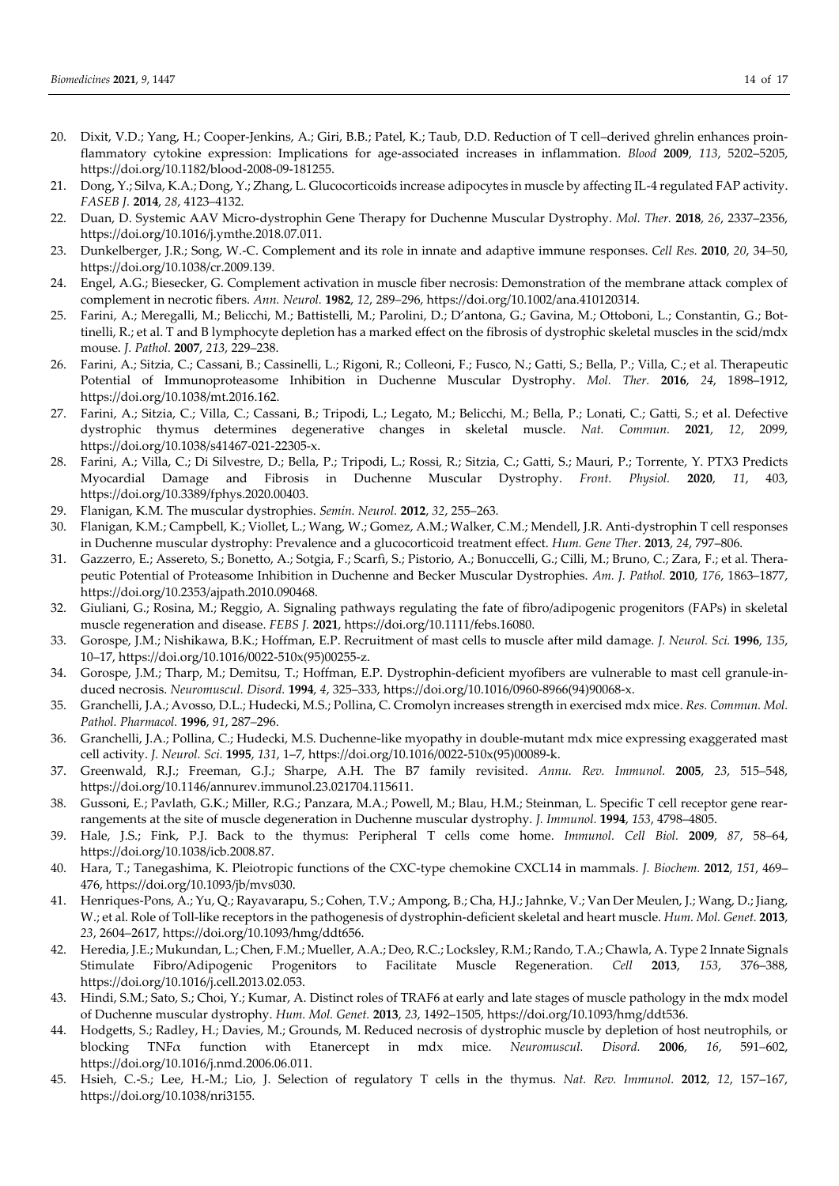20. Dixit, V.D.; Yang, H.; Cooper-Jenkins, A.; Giri, B.B.; Patel, K.; Taub, D.D. Reduction of T cell–derived ghrelin enhances proinflammatory cytokine expression: Implications for age-associated increases in inflammation. *Blood* **2009**, *113*, 5202–5205, https://doi.org/10.1182/blood-2008-09-181255.
21. Dong, Y.; Silva, K.A.; Dong, Y.; Zhang, L. Glucocorticoids increase adipocytes in muscle by affecting IL-4 regulated FAP activity. *FASEB J.* **2014**, *28*, 4123–4132.
22. Duan, D. Systemic AAV Micro-dystrophin Gene Therapy for Duchenne Muscular Dystrophy. *Mol. Ther.* **2018**, *26*, 2337–2356, https://doi.org/10.1016/j.ymthe.2018.07.011.
23. Dunkelberger, J.R.; Song, W.-C. Complement and its role in innate and adaptive immune responses. *Cell Res.* **2010**, *20*, 34–50, https://doi.org/10.1038/cr.2009.139.
24. Engel, A.G.; Biesecker, G. Complement activation in muscle fiber necrosis: Demonstration of the membrane attack complex of complement in necrotic fibers. *Ann. Neurol.* **1982**, *12*, 289–296, https://doi.org/10.1002/ana.410120314.
25. Farini, A.; Meregalli, M.; Belicchi, M.; Battistelli, M.; Parolini, D.; D'antona, G.; Gavina, M.; Ottoboni, L.; Constantin, G.; Bottinelli, R.; et al. T and B lymphocyte depletion has a marked effect on the fibrosis of dystrophic skeletal muscles in the scid/mdx mouse. *J. Pathol.* **2007**, *213*, 229–238.
26. Farini, A.; Sitzia, C.; Cassani, B.; Cassinelli, L.; Rigoni, R.; Colleoni, F.; Fusco, N.; Gatti, S.; Bella, P.; Villa, C.; et al. Therapeutic Potential of Immunoproteasome Inhibition in Duchenne Muscular Dystrophy. *Mol. Ther.* **2016**, *24*, 1898–1912, https://doi.org/10.1038/mt.2016.162.
27. Farini, A.; Sitzia, C.; Villa, C.; Cassani, B.; Tripodi, L.; Legato, M.; Belicchi, M.; Bella, P.; Lonati, C.; Gatti, S.; et al. Defective dystrophic thymus determines degenerative changes in skeletal muscle. *Nat. Commun.* **2021**, *12*, 2099, https://doi.org/10.1038/s41467-021-22305-x.
28. Farini, A.; Villa, C.; Di Silvestre, D.; Bella, P.; Tripodi, L.; Rossi, R.; Sitzia, C.; Gatti, S.; Mauri, P.; Torrente, Y. PTX3 Predicts Myocardial Damage and Fibrosis in Duchenne Muscular Dystrophy. *Front. Physiol.* **2020**, *11*, 403, https://doi.org/10.3389/fphys.2020.00403.
29. Flanigan, K.M. The muscular dystrophies. *Semin. Neurol.* **2012**, *32*, 255–263.
30. Flanigan, K.M.; Campbell, K.; Viollet, L.; Wang, W.; Gomez, A.M.; Walker, C.M.; Mendell, J.R. Anti-dystrophin T cell responses in Duchenne muscular dystrophy: Prevalence and a glucocorticoid treatment effect. *Hum. Gene Ther.* **2013**, *24*, 797–806.
31. Gazzerro, E.; Assereto, S.; Bonetto, A.; Sotgia, F.; Scarfì, S.; Pistorio, A.; Bonuccelli, G.; Cilli, M.; Bruno, C.; Zara, F.; et al. Therapeutic Potential of Proteasome Inhibition in Duchenne and Becker Muscular Dystrophies. *Am. J. Pathol.* **2010**, *176*, 1863–1877, https://doi.org/10.2353/ajpath.2010.090468.
32. Giuliani, G.; Rosina, M.; Reggio, A. Signaling pathways regulating the fate of fibro/adipogenic progenitors (FAPs) in skeletal muscle regeneration and disease. *FEBS J.* **2021**, https://doi.org/10.1111/febs.16080.
33. Gorospe, J.M.; Nishikawa, B.K.; Hoffman, E.P. Recruitment of mast cells to muscle after mild damage. *J. Neurol. Sci.* **1996**, *135*, 10–17, https://doi.org/10.1016/0022-510x(95)00255-z.
34. Gorospe, J.M.; Tharp, M.; Demitsu, T.; Hoffman, E.P. Dystrophin-deficient myofibers are vulnerable to mast cell granule-induced necrosis. *Neuromuscul. Disord.* **1994**, *4*, 325–333, https://doi.org/10.1016/0960-8966(94)90068-x.
35. Granchelli, J.A.; Avosso, D.L.; Hudecki, M.S.; Pollina, C. Cromolyn increases strength in exercised mdx mice. *Res. Commun. Mol. Pathol. Pharmacol.* **1996**, *91*, 287–296.
36. Granchelli, J.A.; Pollina, C.; Hudecki, M.S. Duchenne-like myopathy in double-mutant mdx mice expressing exaggerated mast cell activity. *J. Neurol. Sci.* **1995**, *131*, 1–7, https://doi.org/10.1016/0022-510x(95)00089-k.
37. Greenwald, R.J.; Freeman, G.J.; Sharpe, A.H. The B7 family revisited. *Annu. Rev. Immunol.* **2005**, *23*, 515–548, https://doi.org/10.1146/annurev.immunol.23.021704.115611.
38. Gussoni, E.; Pavlath, G.K.; Miller, R.G.; Panzara, M.A.; Powell, M.; Blau, H.M.; Steinman, L. Specific T cell receptor gene rearrangements at the site of muscle degeneration in Duchenne muscular dystrophy. *J. Immunol.* **1994**, *153*, 4798–4805.
39. Hale, J.S.; Fink, P.J. Back to the thymus: Peripheral T cells come home. *Immunol. Cell Biol.* **2009**, *87*, 58–64, https://doi.org/10.1038/icb.2008.87.
40. Hara, T.; Tanegashima, K. Pleiotropic functions of the CXC-type chemokine CXCL14 in mammals. *J. Biochem.* **2012**, *151*, 469–476, https://doi.org/10.1093/jb/mvs030.
41. Henriques-Pons, A.; Yu, Q.; Rayavarapu, S.; Cohen, T.V.; Ampong, B.; Cha, H.J.; Jahnke, V.; Van Der Meulen, J.; Wang, D.; Jiang, W.; et al. Role of Toll-like receptors in the pathogenesis of dystrophin-deficient skeletal and heart muscle. *Hum. Mol. Genet.* **2013**, *23*, 2604–2617, https://doi.org/10.1093/hmg/ddt656.
42. Heredia, J.E.; Mukundan, L.; Chen, F.M.; Mueller, A.A.; Deo, R.C.; Locksley, R.M.; Rando, T.A.; Chawla, A. Type 2 Innate Signals Stimulate Fibro/Adipogenic Progenitors to Facilitate Muscle Regeneration. *Cell* **2013**, *153*, 376–388, https://doi.org/10.1016/j.cell.2013.02.053.
43. Hindi, S.M.; Sato, S.; Choi, Y.; Kumar, A. Distinct roles of TRAF6 at early and late stages of muscle pathology in the mdx model of Duchenne muscular dystrophy. *Hum. Mol. Genet.* **2013**, *23*, 1492–1505, https://doi.org/10.1093/hmg/ddt536.
44. Hodgetts, S.; Radley, H.; Davies, M.; Grounds, M. Reduced necrosis of dystrophic muscle by depletion of host neutrophils, or blocking TNFα function with Etanercept in mdx mice. *Neuromuscul. Disord.* **2006**, *16*, 591–602, https://doi.org/10.1016/j.nmd.2006.06.011.
45. Hsieh, C.-S.; Lee, H.-M.; Lio, J. Selection of regulatory T cells in the thymus. *Nat. Rev. Immunol.* **2012**, *12*, 157–167, https://doi.org/10.1038/nri3155.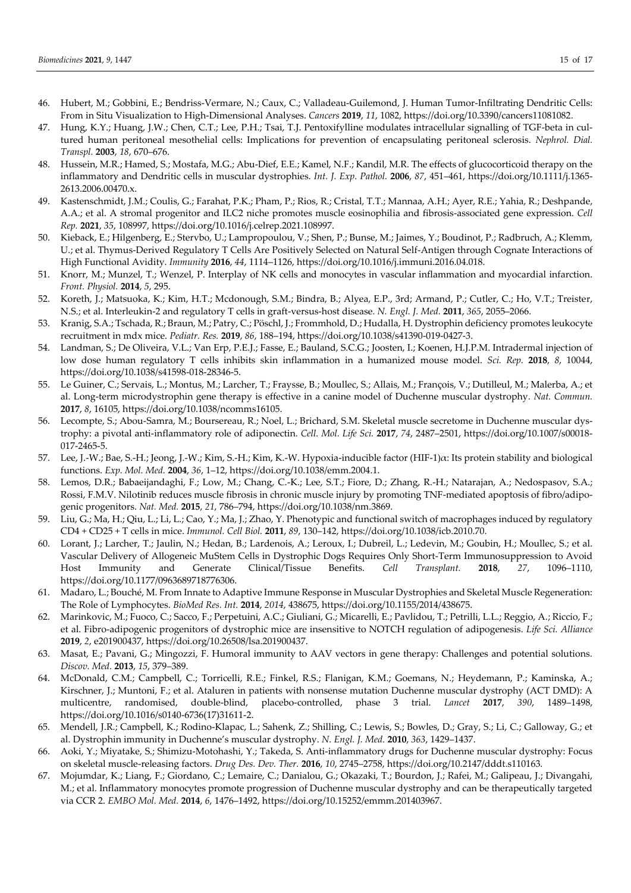46. Hubert, M.; Gobbini, E.; Bendriss-Vermare, N.; Caux, C.; Valladeau-Guilemond, J. Human Tumor-Infiltrating Dendritic Cells: From in Situ Visualization to High-Dimensional Analyses. *Cancers* **2019**, *11*, 1082, https://doi.org/10.3390/cancers11081082.
47. Hung, K.Y.; Huang, J.W.; Chen, C.T.; Lee, P.H.; Tsai, T.J. Pentoxifylline modulates intracellular signalling of TGF-beta in cultured human peritoneal mesothelial cells: Implications for prevention of encapsulating peritoneal sclerosis. *Nephrol. Dial. Transpl.* **2003**, *18*, 670–676.
48. Hussein, M.R.; Hamed, S.; Mostafa, M.G.; Abu-Dief, E.E.; Kamel, N.F.; Kandil, M.R. The effects of glucocorticoid therapy on the inflammatory and Dendritic cells in muscular dystrophies. *Int. J. Exp. Pathol.* **2006**, *87*, 451–461, https://doi.org/10.1111/j.1365-2613.2006.00470.x.
49. Kastenschmidt, J.M.; Coulis, G.; Farahat, P.K.; Pham, P.; Rios, R.; Cristal, T.T.; Mannaa, A.H.; Ayer, R.E.; Yahia, R.; Deshpande, A.A.; et al. A stromal progenitor and ILC2 niche promotes muscle eosinophilia and fibrosis-associated gene expression. *Cell Rep.* **2021**, *35*, 108997, https://doi.org/10.1016/j.celrep.2021.108997.
50. Kieback, E.; Hilgenberg, E.; Stervbo, U.; Lampropoulou, V.; Shen, P.; Bunse, M.; Jaimes, Y.; Boudinot, P.; Radbruch, A.; Klemm, U.; et al. Thymus-Derived Regulatory T Cells Are Positively Selected on Natural Self-Antigen through Cognate Interactions of High Functional Avidity. *Immunity* **2016**, *44*, 1114–1126, https://doi.org/10.1016/j.immuni.2016.04.018.
51. Knorr, M.; Munzel, T.; Wenzel, P. Interplay of NK cells and monocytes in vascular inflammation and myocardial infarction. *Front. Physiol.* **2014**, *5*, 295.
52. Koreth, J.; Matsuoka, K.; Kim, H.T.; Mcdonough, S.M.; Bindra, B.; Alyea, E.P., 3rd; Armand, P.; Cutler, C.; Ho, V.T.; Treister, N.S.; et al. Interleukin-2 and regulatory T cells in graft-versus-host disease. *N. Engl. J. Med.* **2011**, *365*, 2055–2066.
53. Kranig, S.A.; Tschada, R.; Braun, M.; Patry, C.; Pöschl, J.; Frommhold, D.; Hudalla, H. Dystrophin deficiency promotes leukocyte recruitment in mdx mice. *Pediatr. Res.* **2019**, *86*, 188–194, https://doi.org/10.1038/s41390-019-0427-3.
54. Landman, S.; De Oliveira, V.L.; Van Erp, P.E.J.; Fasse, E.; Bauland, S.C.G.; Joosten, I.; Koenen, H.J.P.M. Intradermal injection of low dose human regulatory T cells inhibits skin inflammation in a humanized mouse model. *Sci. Rep.* **2018**, *8*, 10044, https://doi.org/10.1038/s41598-018-28346-5.
55. Le Guiner, C.; Servais, L.; Montus, M.; Larcher, T.; Fraysse, B.; Moullec, S.; Allais, M.; François, V.; Dutilleul, M.; Malerba, A.; et al. Long-term microdystrophin gene therapy is effective in a canine model of Duchenne muscular dystrophy. *Nat. Commun.* **2017**, *8*, 16105, https://doi.org/10.1038/ncomms16105.
56. Lecompte, S.; Abou-Samra, M.; Boursereau, R.; Noel, L.; Brichard, S.M. Skeletal muscle secretome in Duchenne muscular dystrophy: a pivotal anti-inflammatory role of adiponectin. *Cell. Mol. Life Sci.* **2017**, *74*, 2487–2501, https://doi.org/10.1007/s00018-017-2465-5.
57. Lee, J.-W.; Bae, S.-H.; Jeong, J.-W.; Kim, S.-H.; Kim, K.-W. Hypoxia-inducible factor (HIF-1)$\alpha$: Its protein stability and biological functions. *Exp. Mol. Med.* **2004**, *36*, 1–12, https://doi.org/10.1038/emm.2004.1.
58. Lemos, D.R.; Babaeijandaghi, F.; Low, M.; Chang, C.-K.; Lee, S.T.; Fiore, D.; Zhang, R.-H.; Natarajan, A.; Nedospasov, S.A.; Rossi, F.M.V. Nilotinib reduces muscle fibrosis in chronic muscle injury by promoting TNF-mediated apoptosis of fibro/adipogenic progenitors. *Nat. Med.* **2015**, *21*, 786–794, https://doi.org/10.1038/nm.3869.
59. Liu, G.; Ma, H.; Qiu, L.; Li, L.; Cao, Y.; Ma, J.; Zhao, Y. Phenotypic and functional switch of macrophages induced by regulatory CD4 + CD25 + T cells in mice. *Immunol. Cell Biol.* **2011**, *89*, 130–142, https://doi.org/10.1038/icb.2010.70.
60. Lorant, J.; Larcher, T.; Jaulin, N.; Hedan, B.; Lardenois, A.; Leroux, I.; Dubreil, L.; Ledevin, M.; Goubin, H.; Moullec, S.; et al. Vascular Delivery of Allogeneic MuStem Cells in Dystrophic Dogs Requires Only Short-Term Immunosuppression to Avoid Host Immunity and Generate Clinical/Tissue Benefits. *Cell Transplant.* **2018**, *27*, 1096–1110, https://doi.org/10.1177/0963689718776306.
61. Madaro, L.; Bouché, M. From Innate to Adaptive Immune Response in Muscular Dystrophies and Skeletal Muscle Regeneration: The Role of Lymphocytes. *BioMed Res. Int.* **2014**, *2014*, 438675, https://doi.org/10.1155/2014/438675.
62. Marinkovic, M.; Fuoco, C.; Sacco, F.; Perpetuini, A.C.; Giuliani, G.; Micarelli, E.; Pavlidou, T.; Petrilli, L.L.; Reggio, A.; Riccio, F.; et al. Fibro-adipogenic progenitors of dystrophic mice are insensitive to NOTCH regulation of adipogenesis. *Life Sci. Alliance* **2019**, *2*, e201900437, https://doi.org/10.26508/lsa.201900437.
63. Masat, E.; Pavani, G.; Mingozzi, F. Humoral immunity to AAV vectors in gene therapy: Challenges and potential solutions. *Discov. Med.* **2013**, *15*, 379–389.
64. McDonald, C.M.; Campbell, C.; Torricelli, R.E.; Finkel, R.S.; Flanigan, K.M.; Goemans, N.; Heydemann, P.; Kaminska, A.; Kirschner, J.; Muntoni, F.; et al. Ataluren in patients with nonsense mutation Duchenne muscular dystrophy (ACT DMD): A multicentre, randomised, double-blind, placebo-controlled, phase 3 trial. *Lancet* **2017**, *390*, 1489–1498, https://doi.org/10.1016/s0140-6736(17)31611-2.
65. Mendell, J.R.; Campbell, K.; Rodino-Klapac, L.; Sahenk, Z.; Shilling, C.; Lewis, S.; Bowles, D.; Gray, S.; Li, C.; Galloway, G.; et al. Dystrophin immunity in Duchenne's muscular dystrophy. *N. Engl. J. Med.* **2010**, *363*, 1429–1437.
66. Aoki, Y.; Miyatake, S.; Shimizu-Motohashi, Y.; Takeda, S. Anti-inflammatory drugs for Duchenne muscular dystrophy: Focus on skeletal muscle-releasing factors. *Drug Des. Dev. Ther.* **2016**, *10*, 2745–2758, https://doi.org/10.2147/dddt.s110163.
67. Mojumdar, K.; Liang, F.; Giordano, C.; Lemaire, C.; Danialou, G.; Okazaki, T.; Bourdon, J.; Rafei, M.; Galipeau, J.; Divangahi, M.; et al. Inflammatory monocytes promote progression of Duchenne muscular dystrophy and can be therapeutically targeted via CCR 2. *EMBO Mol. Med.* **2014**, *6*, 1476–1492, https://doi.org/10.15252/emmm.201403967.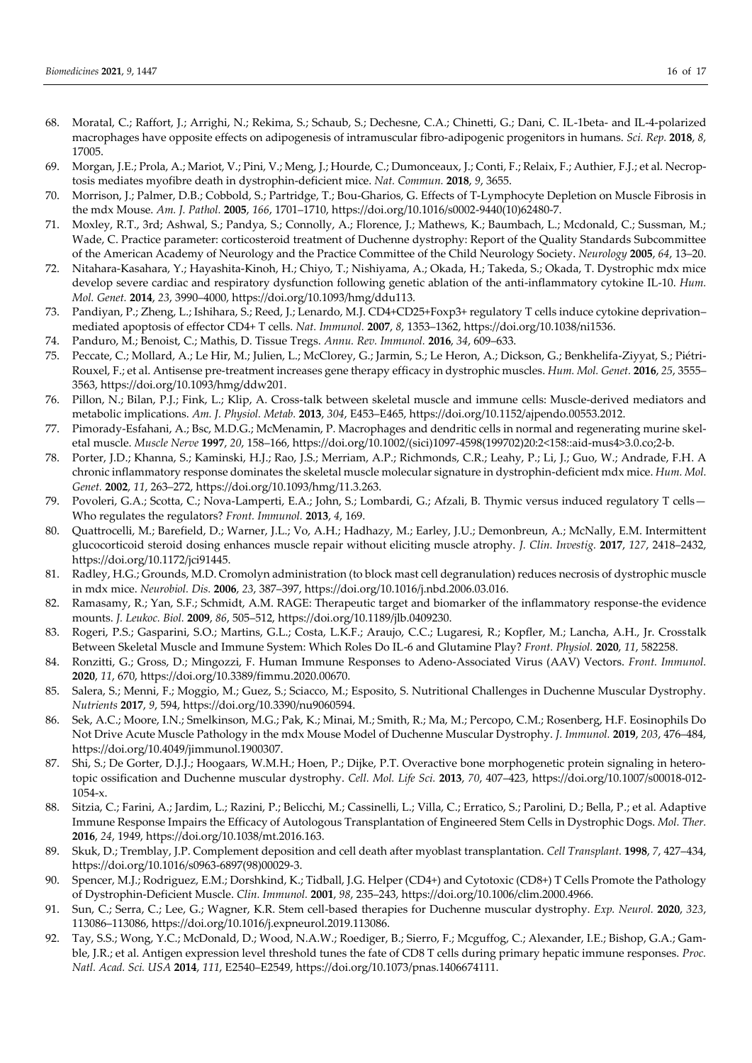68. Moratal, C.; Raffort, J.; Arrighi, N.; Rekima, S.; Schaub, S.; Dechesne, C.A.; Chinetti, G.; Dani, C. IL-1beta- and IL-4-polarized macrophages have opposite effects on adipogenesis of intramuscular fibro-adipogenic progenitors in humans. *Sci. Rep.* **2018**, *8*, 17005.
69. Morgan, J.E.; Prola, A.; Mariot, V.; Pini, V.; Meng, J.; Hourde, C.; Dumonceaux, J.; Conti, F.; Relaix, F.; Authier, F.J.; et al. Necroptosis mediates myofibre death in dystrophin-deficient mice. *Nat. Commun.* **2018**, *9*, 3655.
70. Morrison, J.; Palmer, D.B.; Cobbold, S.; Partridge, T.; Bou-Gharios, G. Effects of T-Lymphocyte Depletion on Muscle Fibrosis in the mdx Mouse. *Am. J. Pathol.* **2005**, *166*, 1701–1710, https://doi.org/10.1016/s0002-9440(10)62480-7.
71. Moxley, R.T., 3rd; Ashwal, S.; Pandya, S.; Connolly, A.; Florence, J.; Mathews, K.; Baumbach, L.; Mcdonald, C.; Sussman, M.; Wade, C. Practice parameter: corticosteroid treatment of Duchenne dystrophy: Report of the Quality Standards Subcommittee of the American Academy of Neurology and the Practice Committee of the Child Neurology Society. *Neurology* **2005**, *64*, 13–20.
72. Nitahara-Kasahara, Y.; Hayashita-Kinoh, H.; Chiyo, T.; Nishiyama, A.; Okada, H.; Takeda, S.; Okada, T. Dystrophic mdx mice develop severe cardiac and respiratory dysfunction following genetic ablation of the anti-inflammatory cytokine IL-10. *Hum. Mol. Genet.* **2014**, *23*, 3990–4000, https://doi.org/10.1093/hmg/ddu113.
73. Pandiyan, P.; Zheng, L.; Ishihara, S.; Reed, J.; Lenardo, M.J. CD4+CD25+Foxp3+ regulatory T cells induce cytokine deprivation–mediated apoptosis of effector CD4+ T cells. *Nat. Immunol.* **2007**, *8*, 1353–1362, https://doi.org/10.1038/ni1536.
74. Panduro, M.; Benoist, C.; Mathis, D. Tissue Tregs. *Annu. Rev. Immunol.* **2016**, *34*, 609–633.
75. Peccate, C.; Mollard, A.; Le Hir, M.; Julien, L.; McClorey, G.; Jarmin, S.; Le Heron, A.; Dickson, G.; Benkhelifa-Ziyyat, S.; Piétri-Rouxel, F.; et al. Antisense pre-treatment increases gene therapy efficacy in dystrophic muscles. *Hum. Mol. Genet.* **2016**, *25*, 3555–3563, https://doi.org/10.1093/hmg/ddw201.
76. Pillon, N.; Bilan, P.J.; Fink, L.; Klip, A. Cross-talk between skeletal muscle and immune cells: Muscle-derived mediators and metabolic implications. *Am. J. Physiol. Metab.* **2013**, *304*, E453–E465, https://doi.org/10.1152/ajpendo.00553.2012.
77. Pimorady-Esfahani, A.; Bsc, M.D.G.; McMenamin, P. Macrophages and dendritic cells in normal and regenerating murine skeletal muscle. *Muscle Nerve* **1997**, *20*, 158–166, https://doi.org/10.1002/(sici)1097-4598(199702)20:2<158::aid-mus4>3.0.co;2-b.
78. Porter, J.D.; Khanna, S.; Kaminski, H.J.; Rao, J.S.; Merriam, A.P.; Richmonds, C.R.; Leahy, P.; Li, J.; Guo, W.; Andrade, F.H. A chronic inflammatory response dominates the skeletal muscle molecular signature in dystrophin-deficient mdx mice. *Hum. Mol. Genet.* **2002**, *11*, 263–272, https://doi.org/10.1093/hmg/11.3.263.
79. Povoleri, G.A.; Scotta, C.; Nova-Lamperti, E.A.; John, S.; Lombardi, G.; Afzali, B. Thymic versus induced regulatory T cells—Who regulates the regulators? *Front. Immunol.* **2013**, *4*, 169.
80. Quattrocelli, M.; Barefield, D.; Warner, J.L.; Vo, A.H.; Hadhazy, M.; Earley, J.U.; Demonbreun, A.; McNally, E.M. Intermittent glucocorticoid steroid dosing enhances muscle repair without eliciting muscle atrophy. *J. Clin. Investig.* **2017**, *127*, 2418–2432, https://doi.org/10.1172/jci91445.
81. Radley, H.G.; Grounds, M.D. Cromolyn administration (to block mast cell degranulation) reduces necrosis of dystrophic muscle in mdx mice. *Neurobiol. Dis.* **2006**, *23*, 387–397, https://doi.org/10.1016/j.nbd.2006.03.016.
82. Ramasamy, R.; Yan, S.F.; Schmidt, A.M. RAGE: Therapeutic target and biomarker of the inflammatory response-the evidence mounts. *J. Leukoc. Biol.* **2009**, *86*, 505–512, https://doi.org/10.1189/jlb.0409230.
83. Rogeri, P.S.; Gasparini, S.O.; Martins, G.L.; Costa, L.K.F.; Araujo, C.C.; Lugaresi, R.; Kopfler, M.; Lancha, A.H., Jr. Crosstalk Between Skeletal Muscle and Immune System: Which Roles Do IL-6 and Glutamine Play? *Front. Physiol.* **2020**, *11*, 582258.
84. Ronzitti, G.; Gross, D.; Mingozzi, F. Human Immune Responses to Adeno-Associated Virus (AAV) Vectors. *Front. Immunol.* **2020**, *11*, 670, https://doi.org/10.3389/fimmu.2020.00670.
85. Salera, S.; Menni, F.; Moggio, M.; Guez, S.; Sciacco, M.; Esposito, S. Nutritional Challenges in Duchenne Muscular Dystrophy. *Nutrients* **2017**, *9*, 594, https://doi.org/10.3390/nu9060594.
86. Sek, A.C.; Moore, I.N.; Smelkinson, M.G.; Pak, K.; Minai, M.; Smith, R.; Ma, M.; Percopo, C.M.; Rosenberg, H.F. Eosinophils Do Not Drive Acute Muscle Pathology in the mdx Mouse Model of Duchenne Muscular Dystrophy. *J. Immunol.* **2019**, *203*, 476–484, https://doi.org/10.4049/jimmunol.1900307.
87. Shi, S.; De Gorter, D.J.J.; Hoogaars, W.M.H.; Hoen, P.; Dijke, P.T. Overactive bone morphogenetic protein signaling in heterotopic ossification and Duchenne muscular dystrophy. *Cell. Mol. Life Sci.* **2013**, *70*, 407–423, https://doi.org/10.1007/s00018-012-1054-x.
88. Sitzia, C.; Farini, A.; Jardim, L.; Razini, P.; Belicchi, M.; Cassinelli, L.; Villa, C.; Erratico, S.; Parolini, D.; Bella, P.; et al. Adaptive Immune Response Impairs the Efficacy of Autologous Transplantation of Engineered Stem Cells in Dystrophic Dogs. *Mol. Ther.* **2016**, *24*, 1949, https://doi.org/10.1038/mt.2016.163.
89. Skuk, D.; Tremblay, J.P. Complement deposition and cell death after myoblast transplantation. *Cell Transplant.* **1998**, *7*, 427–434, https://doi.org/10.1016/s0963-6897(98)00029-3.
90. Spencer, M.J.; Rodriguez, E.M.; Dorshkind, K.; Tidball, J.G. Helper (CD4+) and Cytotoxic (CD8+) T Cells Promote the Pathology of Dystrophin-Deficient Muscle. *Clin. Immunol.* **2001**, *98*, 235–243, https://doi.org/10.1006/clim.2000.4966.
91. Sun, C.; Serra, C.; Lee, G.; Wagner, K.R. Stem cell-based therapies for Duchenne muscular dystrophy. *Exp. Neurol.* **2020**, *323*, 113086–113086, https://doi.org/10.1016/j.expneurol.2019.113086.
92. Tay, S.S.; Wong, Y.C.; McDonald, D.; Wood, N.A.W.; Roediger, B.; Sierro, F.; Mcguffog, C.; Alexander, I.E.; Bishop, G.A.; Gamble, J.R.; et al. Antigen expression level threshold tunes the fate of CD8 T cells during primary hepatic immune responses. *Proc. Natl. Acad. Sci. USA* **2014**, *111*, E2540–E2549, https://doi.org/10.1073/pnas.1406674111.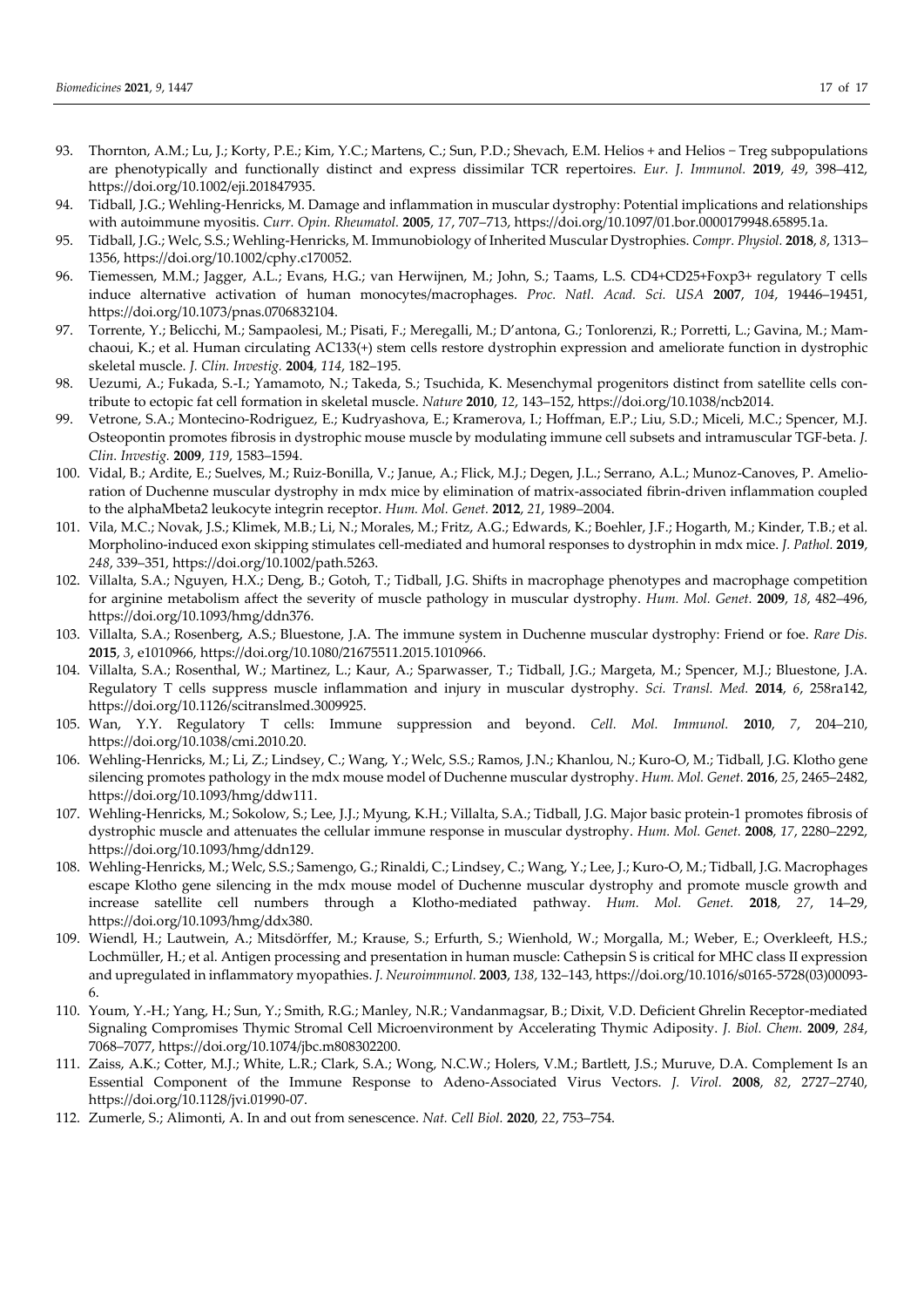93. Thornton, A.M.; Lu, J.; Korty, P.E.; Kim, Y.C.; Martens, C.; Sun, P.D.; Shevach, E.M. Helios + and Helios − Treg subpopulations are phenotypically and functionally distinct and express dissimilar TCR repertoires. *Eur. J. Immunol.* **2019**, *49*, 398–412, https://doi.org/10.1002/eji.201847935.
94. Tidball, J.G.; Wehling-Henricks, M. Damage and inflammation in muscular dystrophy: Potential implications and relationships with autoimmune myositis. *Curr. Opin. Rheumatol.* **2005**, *17*, 707–713, https://doi.org/10.1097/01.bor.0000179948.65895.1a.
95. Tidball, J.G.; Welc, S.S.; Wehling-Henricks, M. Immunobiology of Inherited Muscular Dystrophies. *Compr. Physiol.* **2018**, *8*, 1313–1356, https://doi.org/10.1002/cphy.c170052.
96. Tiemessen, M.M.; Jagger, A.L.; Evans, H.G.; van Herwijnen, M.; John, S.; Taams, L.S. CD4+CD25+Foxp3+ regulatory T cells induce alternative activation of human monocytes/macrophages. *Proc. Natl. Acad. Sci. USA* **2007**, *104*, 19446–19451, https://doi.org/10.1073/pnas.0706832104.
97. Torrente, Y.; Belicchi, M.; Sampaolesi, M.; Pisati, F.; Meregalli, M.; D'antona, G.; Tonlorenzi, R.; Porretti, L.; Gavina, M.; Mamchaoui, K.; et al. Human circulating AC133(+) stem cells restore dystrophin expression and ameliorate function in dystrophic skeletal muscle. *J. Clin. Investig.* **2004**, *114*, 182–195.
98. Uezumi, A.; Fukada, S.-I.; Yamamoto, N.; Takeda, S.; Tsuchida, K. Mesenchymal progenitors distinct from satellite cells contribute to ectopic fat cell formation in skeletal muscle. *Nature* **2010**, *12*, 143–152, https://doi.org/10.1038/ncb2014.
99. Vetrone, S.A.; Montecino-Rodriguez, E.; Kudryashova, E.; Kramerova, I.; Hoffman, E.P.; Liu, S.D.; Miceli, M.C.; Spencer, M.J. Osteopontin promotes fibrosis in dystrophic mouse muscle by modulating immune cell subsets and intramuscular TGF-beta. *J. Clin. Investig.* **2009**, *119*, 1583–1594.
100. Vidal, B.; Ardite, E.; Suelves, M.; Ruiz-Bonilla, V.; Janue, A.; Flick, M.J.; Degen, J.L.; Serrano, A.L.; Munoz-Canoves, P. Amelioration of Duchenne muscular dystrophy in mdx mice by elimination of matrix-associated fibrin-driven inflammation coupled to the alphaMbeta2 leukocyte integrin receptor. *Hum. Mol. Genet.* **2012**, *21*, 1989–2004.
101. Vila, M.C.; Novak, J.S.; Klimek, M.B.; Li, N.; Morales, M.; Fritz, A.G.; Edwards, K.; Boehler, J.F.; Hogarth, M.; Kinder, T.B.; et al. Morpholino-induced exon skipping stimulates cell-mediated and humoral responses to dystrophin in mdx mice. *J. Pathol.* **2019**, *248*, 339–351, https://doi.org/10.1002/path.5263.
102. Villalta, S.A.; Nguyen, H.X.; Deng, B.; Gotoh, T.; Tidball, J.G. Shifts in macrophage phenotypes and macrophage competition for arginine metabolism affect the severity of muscle pathology in muscular dystrophy. *Hum. Mol. Genet.* **2009**, *18*, 482–496, https://doi.org/10.1093/hmg/ddn376.
103. Villalta, S.A.; Rosenberg, A.S.; Bluestone, J.A. The immune system in Duchenne muscular dystrophy: Friend or foe. *Rare Dis.* **2015**, *3*, e1010966, https://doi.org/10.1080/21675511.2015.1010966.
104. Villalta, S.A.; Rosenthal, W.; Martinez, L.; Kaur, A.; Sparwasser, T.; Tidball, J.G.; Margeta, M.; Spencer, M.J.; Bluestone, J.A. Regulatory T cells suppress muscle inflammation and injury in muscular dystrophy. *Sci. Transl. Med.* **2014**, *6*, 258ra142, https://doi.org/10.1126/scitranslmed.3009925.
105. Wan, Y.Y. Regulatory T cells: Immune suppression and beyond. *Cell. Mol. Immunol.* **2010**, *7*, 204–210, https://doi.org/10.1038/cmi.2010.20.
106. Wehling-Henricks, M.; Li, Z.; Lindsey, C.; Wang, Y.; Welc, S.S.; Ramos, J.N.; Khanlou, N.; Kuro-O, M.; Tidball, J.G. Klotho gene silencing promotes pathology in the mdx mouse model of Duchenne muscular dystrophy. *Hum. Mol. Genet.* **2016**, *25*, 2465–2482, https://doi.org/10.1093/hmg/ddw111.
107. Wehling-Henricks, M.; Sokolow, S.; Lee, J.J.; Myung, K.H.; Villalta, S.A.; Tidball, J.G. Major basic protein-1 promotes fibrosis of dystrophic muscle and attenuates the cellular immune response in muscular dystrophy. *Hum. Mol. Genet.* **2008**, *17*, 2280–2292, https://doi.org/10.1093/hmg/ddn129.
108. Wehling-Henricks, M.; Welc, S.S.; Samengo, G.; Rinaldi, C.; Lindsey, C.; Wang, Y.; Lee, J.; Kuro-O, M.; Tidball, J.G. Macrophages escape Klotho gene silencing in the mdx mouse model of Duchenne muscular dystrophy and promote muscle growth and increase satellite cell numbers through a Klotho-mediated pathway. *Hum. Mol. Genet.* **2018**, *27*, 14–29, https://doi.org/10.1093/hmg/ddx380.
109. Wiendl, H.; Lautwein, A.; Mitsdörffer, M.; Krause, S.; Erfurth, S.; Wienhold, W.; Morgalla, M.; Weber, E.; Overkleeft, H.S.; Lochmüller, H.; et al. Antigen processing and presentation in human muscle: Cathepsin S is critical for MHC class II expression and upregulated in inflammatory myopathies. *J. Neuroimmunol.* **2003**, *138*, 132–143, https://doi.org/10.1016/s0165-5728(03)00093-6.
110. Youm, Y.-H.; Yang, H.; Sun, Y.; Smith, R.G.; Manley, N.R.; Vandanmagsar, B.; Dixit, V.D. Deficient Ghrelin Receptor-mediated Signaling Compromises Thymic Stromal Cell Microenvironment by Accelerating Thymic Adiposity. *J. Biol. Chem.* **2009**, *284*, 7068–7077, https://doi.org/10.1074/jbc.m808302200.
111. Zaiss, A.K.; Cotter, M.J.; White, L.R.; Clark, S.A.; Wong, N.C.W.; Holers, V.M.; Bartlett, J.S.; Muruve, D.A. Complement Is an Essential Component of the Immune Response to Adeno-Associated Virus Vectors. *J. Virol.* **2008**, *82*, 2727–2740, https://doi.org/10.1128/jvi.01990-07.
112. Zumerle, S.; Alimonti, A. In and out from senescence. *Nat. Cell Biol.* **2020**, *22*, 753–754.